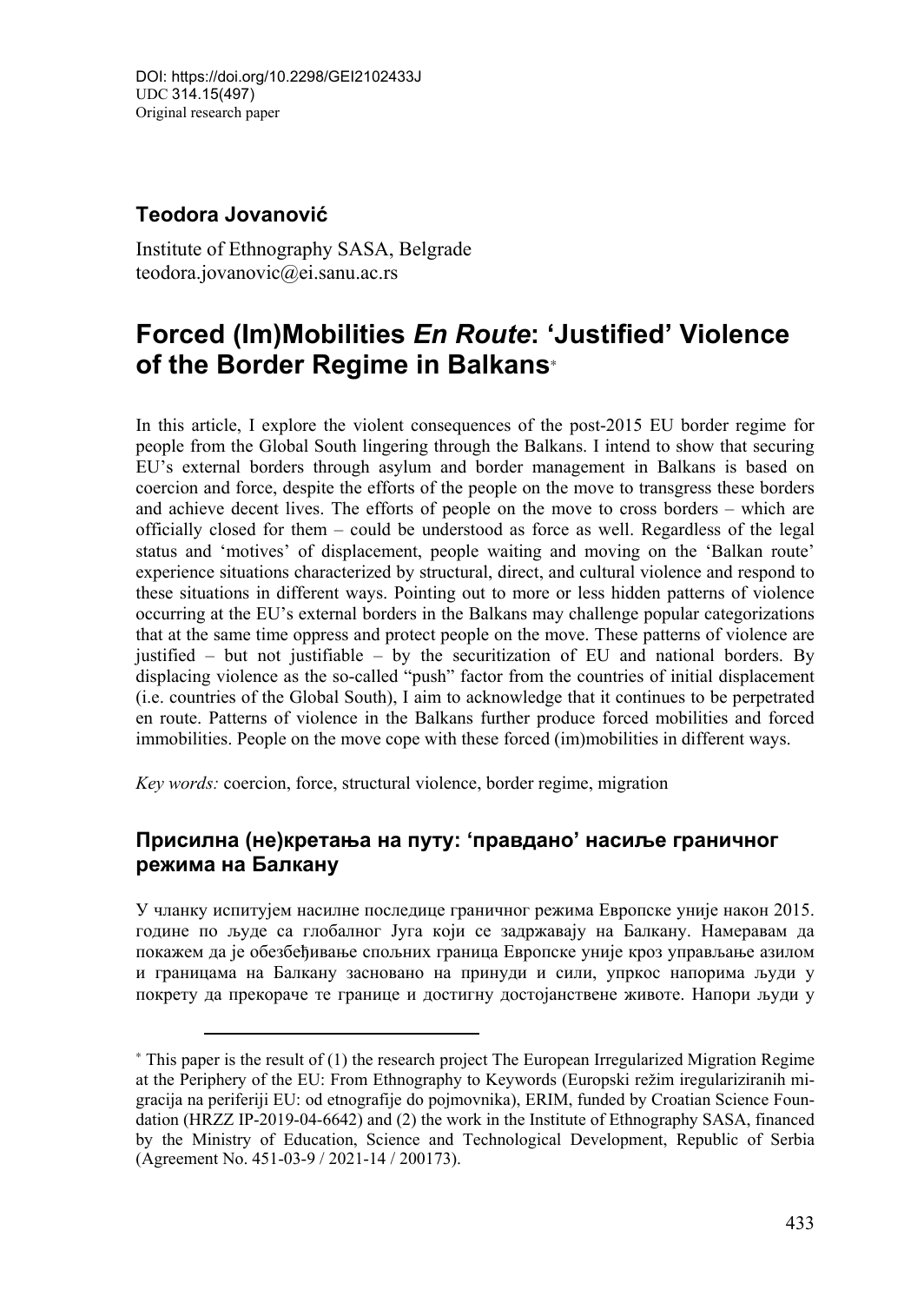DOI: https://doi.org/10.2298/GEI2102433J
UDC 314.15(497)
Original research paper

**Teodora Jovanović**

Institute of Ethnography SASA, Belgrade
teodora.jovanovic@ei.sanu.ac.rs

# Forced (Im)Mobilities *En Route*: 'Justified' Violence of the Border Regime in Balkans*

In this article, I explore the violent consequences of the post-2015 EU border regime for people from the Global South lingering through the Balkans. I intend to show that securing EU's external borders through asylum and border management in Balkans is based on coercion and force, despite the efforts of the people on the move to transgress these borders and achieve decent lives. The efforts of people on the move to cross borders – which are officially closed for them – could be understood as force as well. Regardless of the legal status and 'motives' of displacement, people waiting and moving on the 'Balkan route' experience situations characterized by structural, direct, and cultural violence and respond to these situations in different ways. Pointing out to more or less hidden patterns of violence occurring at the EU's external borders in the Balkans may challenge popular categorizations that at the same time oppress and protect people on the move. These patterns of violence are justified – but not justifiable – by the securitization of EU and national borders. By displacing violence as the so-called "push" factor from the countries of initial displacement (i.e. countries of the Global South), I aim to acknowledge that it continues to be perpetrated en route. Patterns of violence in the Balkans further produce forced mobilities and forced immobilities. People on the move cope with these forced (im)mobilities in different ways.

*Key words:* coercion, force, structural violence, border regime, migration

## Присилна (не)кретања на путу: 'правдано' насиље граничног режима на Балкану

У чланку испитујем насилне последице граничног режима Европске уније након 2015. године по људе са глобалног Југа који се задржавају на Балкану. Намеравам да покажем да је обезбеђивање спољних граница Европске уније кроз управљање азилом и границама на Балкану засновано на принуди и сили, упркос напорима људи у покрету да прекораче те границе и достигну достојанствене животе. Напори људи у

---

* This paper is the result of (1) the research project The European Irregularized Migration Regime at the Periphery of the EU: From Ethnography to Keywords (Europski režim iregulariziranih migracija na periferiji EU: od etnografije do pojmovnika), ERIM, funded by Croatian Science Foundation (HRZZ IP-2019-04-6642) and (2) the work in the Institute of Ethnography SASA, financed by the Ministry of Education, Science and Technological Development, Republic of Serbia (Agreement No. 451-03-9 / 2021-14 / 200173).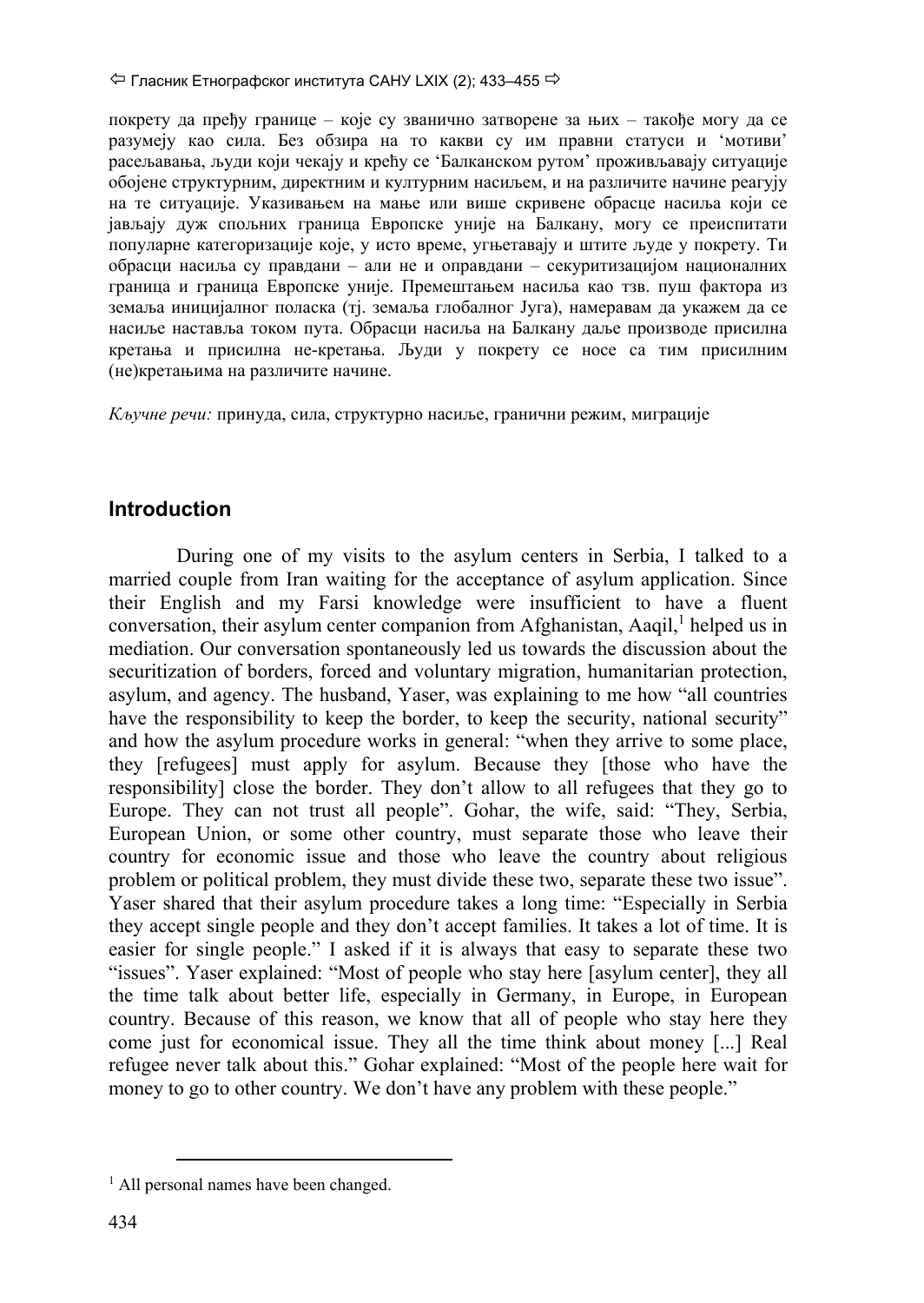покрету да пређу границе – које су званично затворене за њих – такође могу да се разумеју као сила. Без обзира на то какви су им правни статуси и 'мотиви' расељавања, људи који чекају и крећу се 'Балканском рутом' проживљавају ситуације обојене структурним, директним и културним насиљем, и на различите начине реагују на те ситуације. Указивањем на мање или више скривене обрасце насиља који се јављају дуж спољних граница Европске уније на Балкану, могу се преиспитати популарне категоризације које, у исто време, угњетавају и штите људе у покрету. Ти обрасци насиља су правдани – али не и оправдани – секуритизацијом националних граница и граница Европске уније. Премештањем насиља као тзв. пуш фактора из земаља иницијалног поласка (тј. земаља глобалног Југа), намеравам да укажем да се насиље наставља током пута. Обрасци насиља на Балкану даље производе присилна кретања и присилна не-кретања. Људи у покрету се носе са тим присилним (не)кретањима на различите начине.

*Кључне речи:* принуда, сила, структурно насиље, гранични режим, миграције

## Introduction

During one of my visits to the asylum centers in Serbia, I talked to a married couple from Iran waiting for the acceptance of asylum application. Since their English and my Farsi knowledge were insufficient to have a fluent conversation, their asylum center companion from Afghanistan, Aaqil,[1] helped us in mediation. Our conversation spontaneously led us towards the discussion about the securitization of borders, forced and voluntary migration, humanitarian protection, asylum, and agency. The husband, Yaser, was explaining to me how "all countries have the responsibility to keep the border, to keep the security, national security" and how the asylum procedure works in general: "when they arrive to some place, they [refugees] must apply for asylum. Because they [those who have the responsibility] close the border. They don't allow to all refugees that they go to Europe. They can not trust all people". Gohar, the wife, said: "They, Serbia, European Union, or some other country, must separate those who leave their country for economic issue and those who leave the country about religious problem or political problem, they must divide these two, separate these two issue". Yaser shared that their asylum procedure takes a long time: "Especially in Serbia they accept single people and they don't accept families. It takes a lot of time. It is easier for single people." I asked if it is always that easy to separate these two "issues". Yaser explained: "Most of people who stay here [asylum center], they all the time talk about better life, especially in Germany, in Europe, in European country. Because of this reason, we know that all of people who stay here they come just for economical issue. They all the time think about money [...] Real refugee never talk about this." Gohar explained: "Most of the people here wait for money to go to other country. We don't have any problem with these people."

[1] All personal names have been changed.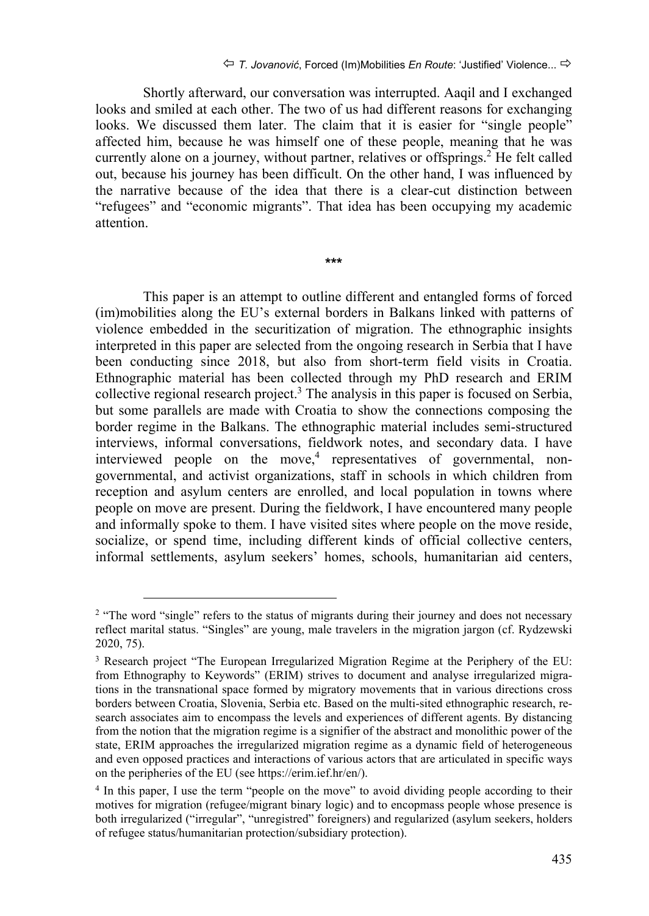Shortly afterward, our conversation was interrupted. Aaqil and I exchanged looks and smiled at each other. The two of us had different reasons for exchanging looks. We discussed them later. The claim that it is easier for "single people" affected him, because he was himself one of these people, meaning that he was currently alone on a journey, without partner, relatives or offsprings.[2] He felt called out, because his journey has been difficult. On the other hand, I was influenced by the narrative because of the idea that there is a clear-cut distinction between "refugees" and "economic migrants". That idea has been occupying my academic attention.

***

This paper is an attempt to outline different and entangled forms of forced (im)mobilities along the EU's external borders in Balkans linked with patterns of violence embedded in the securitization of migration. The ethnographic insights interpreted in this paper are selected from the ongoing research in Serbia that I have been conducting since 2018, but also from short-term field visits in Croatia. Ethnographic material has been collected through my PhD research and ERIM collective regional research project.[3] The analysis in this paper is focused on Serbia, but some parallels are made with Croatia to show the connections composing the border regime in the Balkans. The ethnographic material includes semi-structured interviews, informal conversations, fieldwork notes, and secondary data. I have interviewed people on the move,[4] representatives of governmental, non-governmental, and activist organizations, staff in schools in which children from reception and asylum centers are enrolled, and local population in towns where people on move are present. During the fieldwork, I have encountered many people and informally spoke to them. I have visited sites where people on the move reside, socialize, or spend time, including different kinds of official collective centers, informal settlements, asylum seekers' homes, schools, humanitarian aid centers,

---

[2] "The word "single" refers to the status of migrants during their journey and does not necessary reflect marital status. "Singles" are young, male travelers in the migration jargon (cf. Rydzewski 2020, 75).

[3] Research project "The European Irregularized Migration Regime at the Periphery of the EU: from Ethnography to Keywords" (ERIM) strives to document and analyse irregularized migrations in the transnational space formed by migratory movements that in various directions cross borders between Croatia, Slovenia, Serbia etc. Based on the multi-sited ethnographic research, research associates aim to encompass the levels and experiences of different agents. By distancing from the notion that the migration regime is a signifier of the abstract and monolithic power of the state, ERIM approaches the irregularized migration regime as a dynamic field of heterogeneous and even opposed practices and interactions of various actors that are articulated in specific ways on the peripheries of the EU (see https://erim.ief.hr/en/).

[4] In this paper, I use the term "people on the move" to avoid dividing people according to their motives for migration (refugee/migrant binary logic) and to encopmass people whose presence is both irregularized ("irregular", "unregistred" foreigners) and regularized (asylum seekers, holders of refugee status/humanitarian protection/subsidiary protection).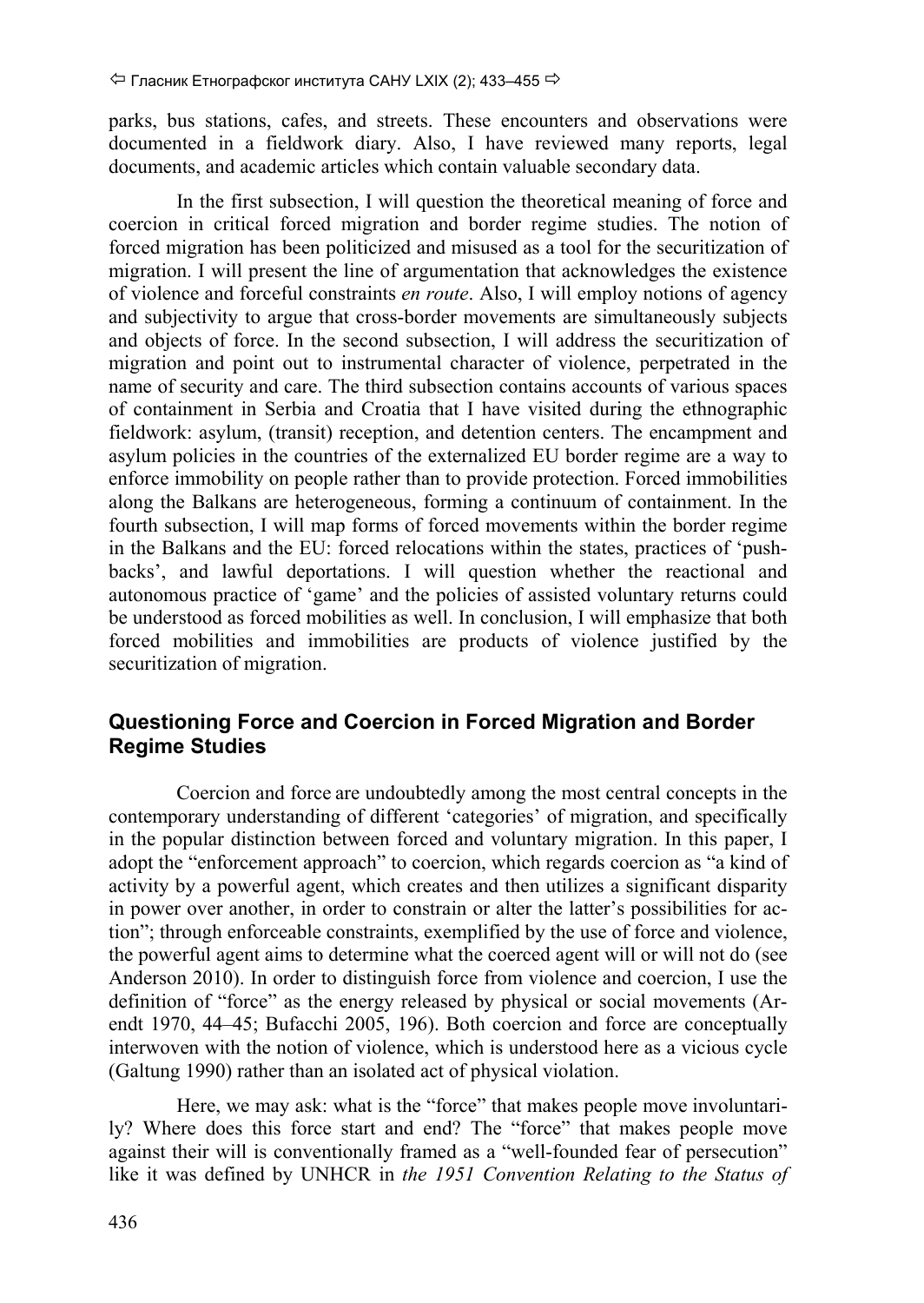parks, bus stations, cafes, and streets. These encounters and observations were documented in a fieldwork diary. Also, I have reviewed many reports, legal documents, and academic articles which contain valuable secondary data.

In the first subsection, I will question the theoretical meaning of force and coercion in critical forced migration and border regime studies. The notion of forced migration has been politicized and misused as a tool for the securitization of migration. I will present the line of argumentation that acknowledges the existence of violence and forceful constraints *en route*. Also, I will employ notions of agency and subjectivity to argue that cross-border movements are simultaneously subjects and objects of force. In the second subsection, I will address the securitization of migration and point out to instrumental character of violence, perpetrated in the name of security and care. The third subsection contains accounts of various spaces of containment in Serbia and Croatia that I have visited during the ethnographic fieldwork: asylum, (transit) reception, and detention centers. The encampment and asylum policies in the countries of the externalized EU border regime are a way to enforce immobility on people rather than to provide protection. Forced immobilities along the Balkans are heterogeneous, forming a continuum of containment. In the fourth subsection, I will map forms of forced movements within the border regime in the Balkans and the EU: forced relocations within the states, practices of 'push-backs', and lawful deportations. I will question whether the reactional and autonomous practice of 'game' and the policies of assisted voluntary returns could be understood as forced mobilities as well. In conclusion, I will emphasize that both forced mobilities and immobilities are products of violence justified by the securitization of migration.

## Questioning Force and Coercion in Forced Migration and Border Regime Studies

Coercion and force are undoubtedly among the most central concepts in the contemporary understanding of different 'categories' of migration, and specifically in the popular distinction between forced and voluntary migration. In this paper, I adopt the "enforcement approach" to coercion, which regards coercion as "a kind of activity by a powerful agent, which creates and then utilizes a significant disparity in power over another, in order to constrain or alter the latter's possibilities for action"; through enforceable constraints, exemplified by the use of force and violence, the powerful agent aims to determine what the coerced agent will or will not do (see Anderson 2010). In order to distinguish force from violence and coercion, I use the definition of "force" as the energy released by physical or social movements (Arendt 1970, 44–45; Bufacchi 2005, 196). Both coercion and force are conceptually interwoven with the notion of violence, which is understood here as a vicious cycle (Galtung 1990) rather than an isolated act of physical violation.

Here, we may ask: what is the "force" that makes people move involuntarily? Where does this force start and end? The "force" that makes people move against their will is conventionally framed as a "well-founded fear of persecution" like it was defined by UNHCR in *the 1951 Convention Relating to the Status of*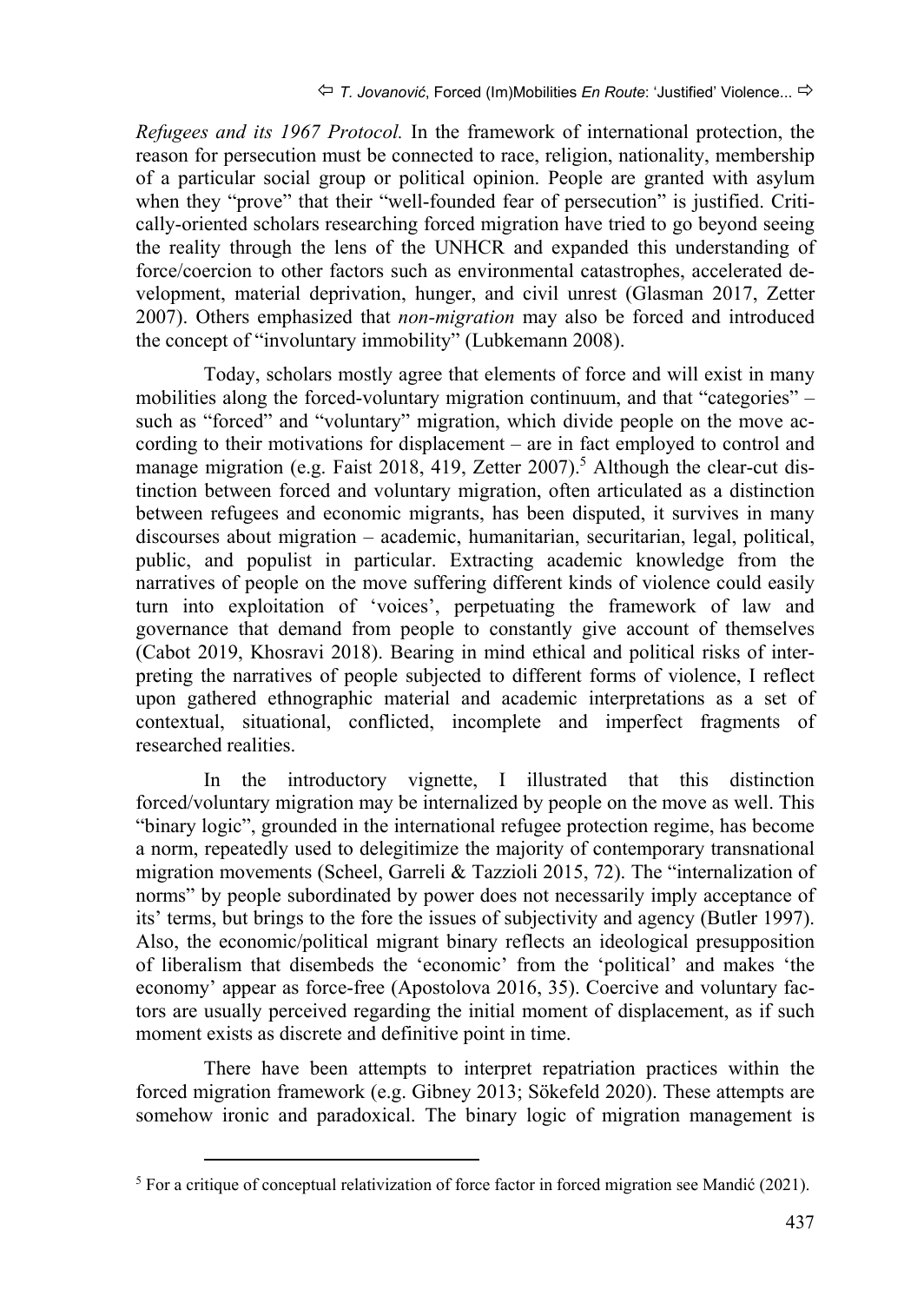*Refugees and its 1967 Protocol.* In the framework of international protection, the reason for persecution must be connected to race, religion, nationality, membership of a particular social group or political opinion. People are granted with asylum when they "prove" that their "well-founded fear of persecution" is justified. Critically-oriented scholars researching forced migration have tried to go beyond seeing the reality through the lens of the UNHCR and expanded this understanding of force/coercion to other factors such as environmental catastrophes, accelerated development, material deprivation, hunger, and civil unrest (Glasman 2017, Zetter 2007). Others emphasized that *non-migration* may also be forced and introduced the concept of "involuntary immobility" (Lubkemann 2008).

Today, scholars mostly agree that elements of force and will exist in many mobilities along the forced-voluntary migration continuum, and that "categories" – such as "forced" and "voluntary" migration, which divide people on the move according to their motivations for displacement – are in fact employed to control and manage migration (e.g. Faist 2018, 419, Zetter 2007).[5] Although the clear-cut distinction between forced and voluntary migration, often articulated as a distinction between refugees and economic migrants, has been disputed, it survives in many discourses about migration – academic, humanitarian, securitarian, legal, political, public, and populist in particular. Extracting academic knowledge from the narratives of people on the move suffering different kinds of violence could easily turn into exploitation of 'voices', perpetuating the framework of law and governance that demand from people to constantly give account of themselves (Cabot 2019, Khosravi 2018). Bearing in mind ethical and political risks of interpreting the narratives of people subjected to different forms of violence, I reflect upon gathered ethnographic material and academic interpretations as a set of contextual, situational, conflicted, incomplete and imperfect fragments of researched realities.

In the introductory vignette, I illustrated that this distinction forced/voluntary migration may be internalized by people on the move as well. This "binary logic", grounded in the international refugee protection regime, has become a norm, repeatedly used to delegitimize the majority of contemporary transnational migration movements (Scheel, Garreli & Tazzioli 2015, 72). The "internalization of norms" by people subordinated by power does not necessarily imply acceptance of its' terms, but brings to the fore the issues of subjectivity and agency (Butler 1997). Also, the economic/political migrant binary reflects an ideological presupposition of liberalism that disembeds the 'economic' from the 'political' and makes 'the economy' appear as force-free (Apostolova 2016, 35). Coercive and voluntary factors are usually perceived regarding the initial moment of displacement, as if such moment exists as discrete and definitive point in time.

There have been attempts to interpret repatriation practices within the forced migration framework (e.g. Gibney 2013; Sökefeld 2020). These attempts are somehow ironic and paradoxical. The binary logic of migration management is

[5] For a critique of conceptual relativization of force factor in forced migration see Mandić (2021).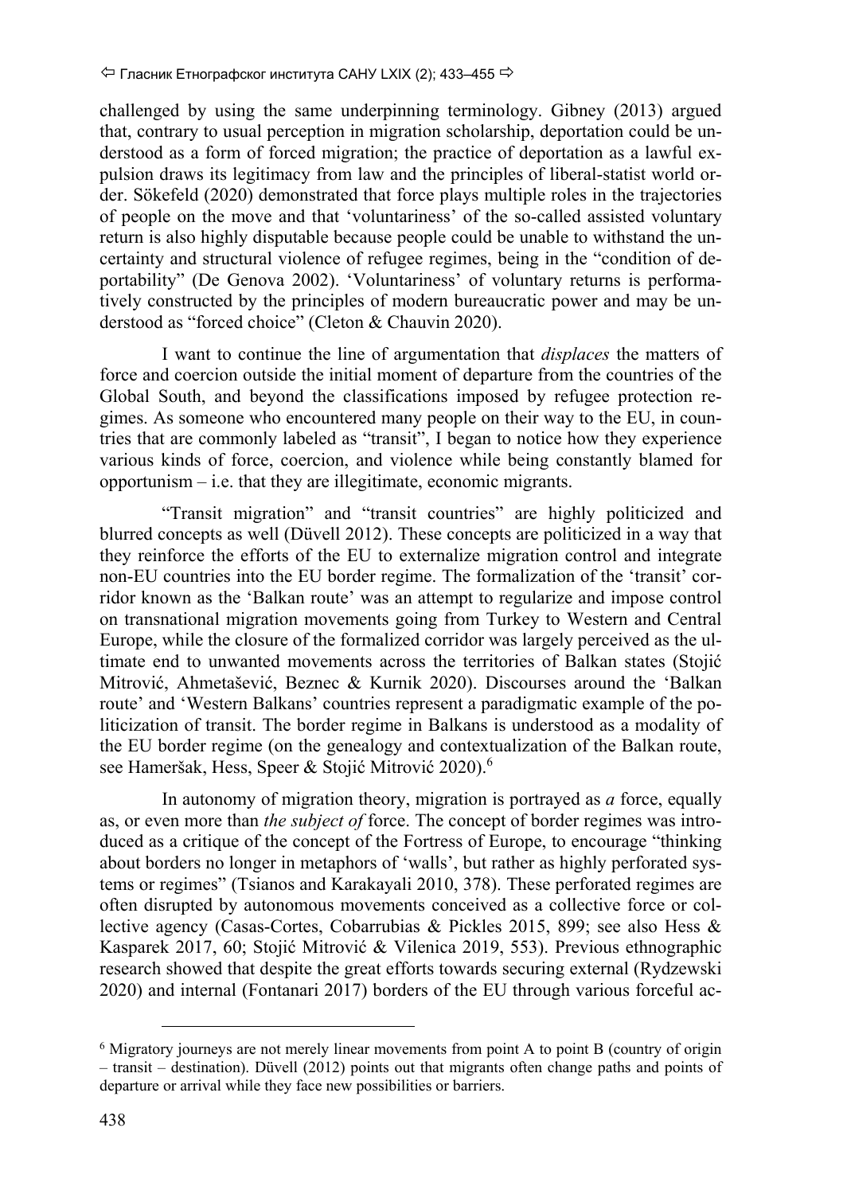challenged by using the same underpinning terminology. Gibney (2013) argued that, contrary to usual perception in migration scholarship, deportation could be understood as a form of forced migration; the practice of deportation as a lawful expulsion draws its legitimacy from law and the principles of liberal-statist world order. Sökefeld (2020) demonstrated that force plays multiple roles in the trajectories of people on the move and that 'voluntariness' of the so-called assisted voluntary return is also highly disputable because people could be unable to withstand the uncertainty and structural violence of refugee regimes, being in the "condition of deportability" (De Genova 2002). 'Voluntariness' of voluntary returns is performatively constructed by the principles of modern bureaucratic power and may be understood as "forced choice" (Cleton & Chauvin 2020).

I want to continue the line of argumentation that *displaces* the matters of force and coercion outside the initial moment of departure from the countries of the Global South, and beyond the classifications imposed by refugee protection regimes. As someone who encountered many people on their way to the EU, in countries that are commonly labeled as "transit", I began to notice how they experience various kinds of force, coercion, and violence while being constantly blamed for opportunism – i.e. that they are illegitimate, economic migrants.

"Transit migration" and "transit countries" are highly politicized and blurred concepts as well (Düvell 2012). These concepts are politicized in a way that they reinforce the efforts of the EU to externalize migration control and integrate non-EU countries into the EU border regime. The formalization of the 'transit' corridor known as the 'Balkan route' was an attempt to regularize and impose control on transnational migration movements going from Turkey to Western and Central Europe, while the closure of the formalized corridor was largely perceived as the ultimate end to unwanted movements across the territories of Balkan states (Stojić Mitrović, Ahmetašević, Beznec & Kurnik 2020). Discourses around the 'Balkan route' and 'Western Balkans' countries represent a paradigmatic example of the politicization of transit. The border regime in Balkans is understood as a modality of the EU border regime (on the genealogy and contextualization of the Balkan route, see Hameršak, Hess, Speer & Stojić Mitrović 2020).[6]

In autonomy of migration theory, migration is portrayed as *a* force, equally as, or even more than *the subject of* force. The concept of border regimes was introduced as a critique of the concept of the Fortress of Europe, to encourage "thinking about borders no longer in metaphors of 'walls', but rather as highly perforated systems or regimes" (Tsianos and Karakayali 2010, 378). These perforated regimes are often disrupted by autonomous movements conceived as a collective force or collective agency (Casas-Cortes, Cobarrubias & Pickles 2015, 899; see also Hess & Kasparek 2017, 60; Stojić Mitrović & Vilenica 2019, 553). Previous ethnographic research showed that despite the great efforts towards securing external (Rydzewski 2020) and internal (Fontanari 2017) borders of the EU through various forceful ac-

[6] Migratory journeys are not merely linear movements from point A to point B (country of origin – transit – destination). Düvell (2012) points out that migrants often change paths and points of departure or arrival while they face new possibilities or barriers.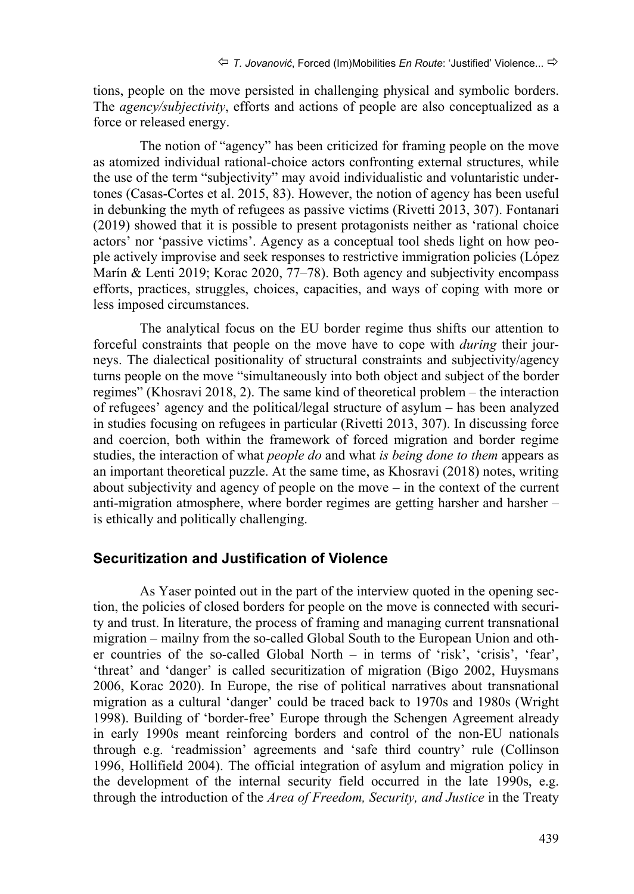tions, people on the move persisted in challenging physical and symbolic borders. The *agency/subjectivity*, efforts and actions of people are also conceptualized as a force or released energy.

The notion of "agency" has been criticized for framing people on the move as atomized individual rational-choice actors confronting external structures, while the use of the term "subjectivity" may avoid individualistic and voluntaristic undertones (Casas-Cortes et al. 2015, 83). However, the notion of agency has been useful in debunking the myth of refugees as passive victims (Rivetti 2013, 307). Fontanari (2019) showed that it is possible to present protagonists neither as 'rational choice actors' nor 'passive victims'. Agency as a conceptual tool sheds light on how people actively improvise and seek responses to restrictive immigration policies (López Marín & Lenti 2019; Korac 2020, 77–78). Both agency and subjectivity encompass efforts, practices, struggles, choices, capacities, and ways of coping with more or less imposed circumstances.

The analytical focus on the EU border regime thus shifts our attention to forceful constraints that people on the move have to cope with *during* their journeys. The dialectical positionality of structural constraints and subjectivity/agency turns people on the move "simultaneously into both object and subject of the border regimes" (Khosravi 2018, 2). The same kind of theoretical problem – the interaction of refugees' agency and the political/legal structure of asylum – has been analyzed in studies focusing on refugees in particular (Rivetti 2013, 307). In discussing force and coercion, both within the framework of forced migration and border regime studies, the interaction of what *people do* and what *is being done to them* appears as an important theoretical puzzle. At the same time, as Khosravi (2018) notes, writing about subjectivity and agency of people on the move – in the context of the current anti-migration atmosphere, where border regimes are getting harsher and harsher – is ethically and politically challenging.

## Securitization and Justification of Violence

As Yaser pointed out in the part of the interview quoted in the opening section, the policies of closed borders for people on the move is connected with security and trust. In literature, the process of framing and managing current transnational migration – mailny from the so-called Global South to the European Union and other countries of the so-called Global North – in terms of 'risk', 'crisis', 'fear', 'threat' and 'danger' is called securitization of migration (Bigo 2002, Huysmans 2006, Korac 2020). In Europe, the rise of political narratives about transnational migration as a cultural 'danger' could be traced back to 1970s and 1980s (Wright 1998). Building of 'border-free' Europe through the Schengen Agreement already in early 1990s meant reinforcing borders and control of the non-EU nationals through e.g. 'readmission' agreements and 'safe third country' rule (Collinson 1996, Hollifield 2004). The official integration of asylum and migration policy in the development of the internal security field occurred in the late 1990s, e.g. through the introduction of the *Area of Freedom, Security, and Justice* in the Treaty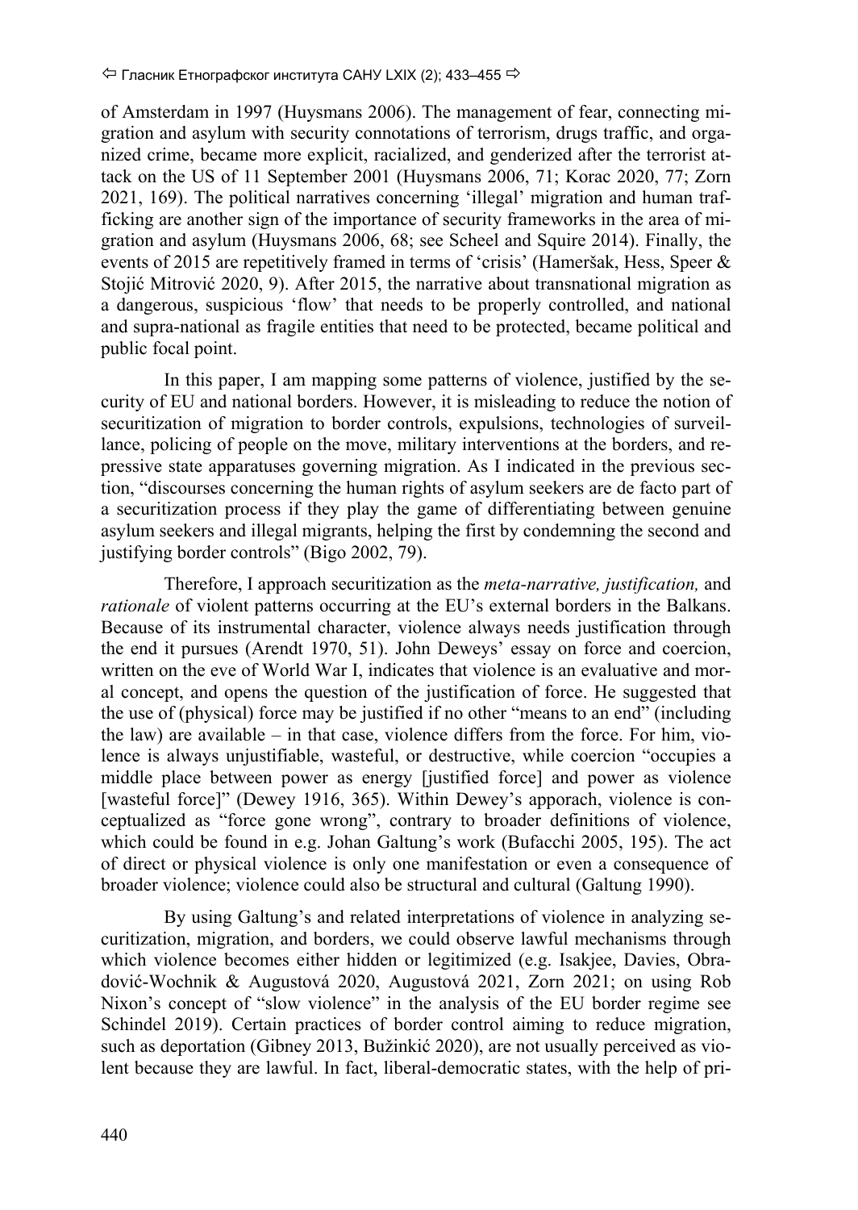of Amsterdam in 1997 (Huysmans 2006). The management of fear, connecting migration and asylum with security connotations of terrorism, drugs traffic, and organized crime, became more explicit, racialized, and genderized after the terrorist attack on the US of 11 September 2001 (Huysmans 2006, 71; Korac 2020, 77; Zorn 2021, 169). The political narratives concerning 'illegal' migration and human trafficking are another sign of the importance of security frameworks in the area of migration and asylum (Huysmans 2006, 68; see Scheel and Squire 2014). Finally, the events of 2015 are repetitively framed in terms of 'crisis' (Hameršak, Hess, Speer & Stojić Mitrović 2020, 9). After 2015, the narrative about transnational migration as a dangerous, suspicious 'flow' that needs to be properly controlled, and national and supra-national as fragile entities that need to be protected, became political and public focal point.

In this paper, I am mapping some patterns of violence, justified by the security of EU and national borders. However, it is misleading to reduce the notion of securitization of migration to border controls, expulsions, technologies of surveillance, policing of people on the move, military interventions at the borders, and repressive state apparatuses governing migration. As I indicated in the previous section, "discourses concerning the human rights of asylum seekers are de facto part of a securitization process if they play the game of differentiating between genuine asylum seekers and illegal migrants, helping the first by condemning the second and justifying border controls" (Bigo 2002, 79).

Therefore, I approach securitization as the *meta-narrative, justification,* and *rationale* of violent patterns occurring at the EU's external borders in the Balkans. Because of its instrumental character, violence always needs justification through the end it pursues (Arendt 1970, 51). John Deweys' essay on force and coercion, written on the eve of World War I, indicates that violence is an evaluative and moral concept, and opens the question of the justification of force. He suggested that the use of (physical) force may be justified if no other "means to an end" (including the law) are available – in that case, violence differs from the force. For him, violence is always unjustifiable, wasteful, or destructive, while coercion "occupies a middle place between power as energy [justified force] and power as violence [wasteful force]" (Dewey 1916, 365). Within Dewey's apporach, violence is conceptualized as "force gone wrong", contrary to broader definitions of violence, which could be found in e.g. Johan Galtung's work (Bufacchi 2005, 195). The act of direct or physical violence is only one manifestation or even a consequence of broader violence; violence could also be structural and cultural (Galtung 1990).

By using Galtung's and related interpretations of violence in analyzing securitization, migration, and borders, we could observe lawful mechanisms through which violence becomes either hidden or legitimized (e.g. Isakjee, Davies, Obradović-Wochnik & Augustová 2020, Augustová 2021, Zorn 2021; on using Rob Nixon's concept of "slow violence" in the analysis of the EU border regime see Schindel 2019). Certain practices of border control aiming to reduce migration, such as deportation (Gibney 2013, Bužinkić 2020), are not usually perceived as violent because they are lawful. In fact, liberal-democratic states, with the help of pri-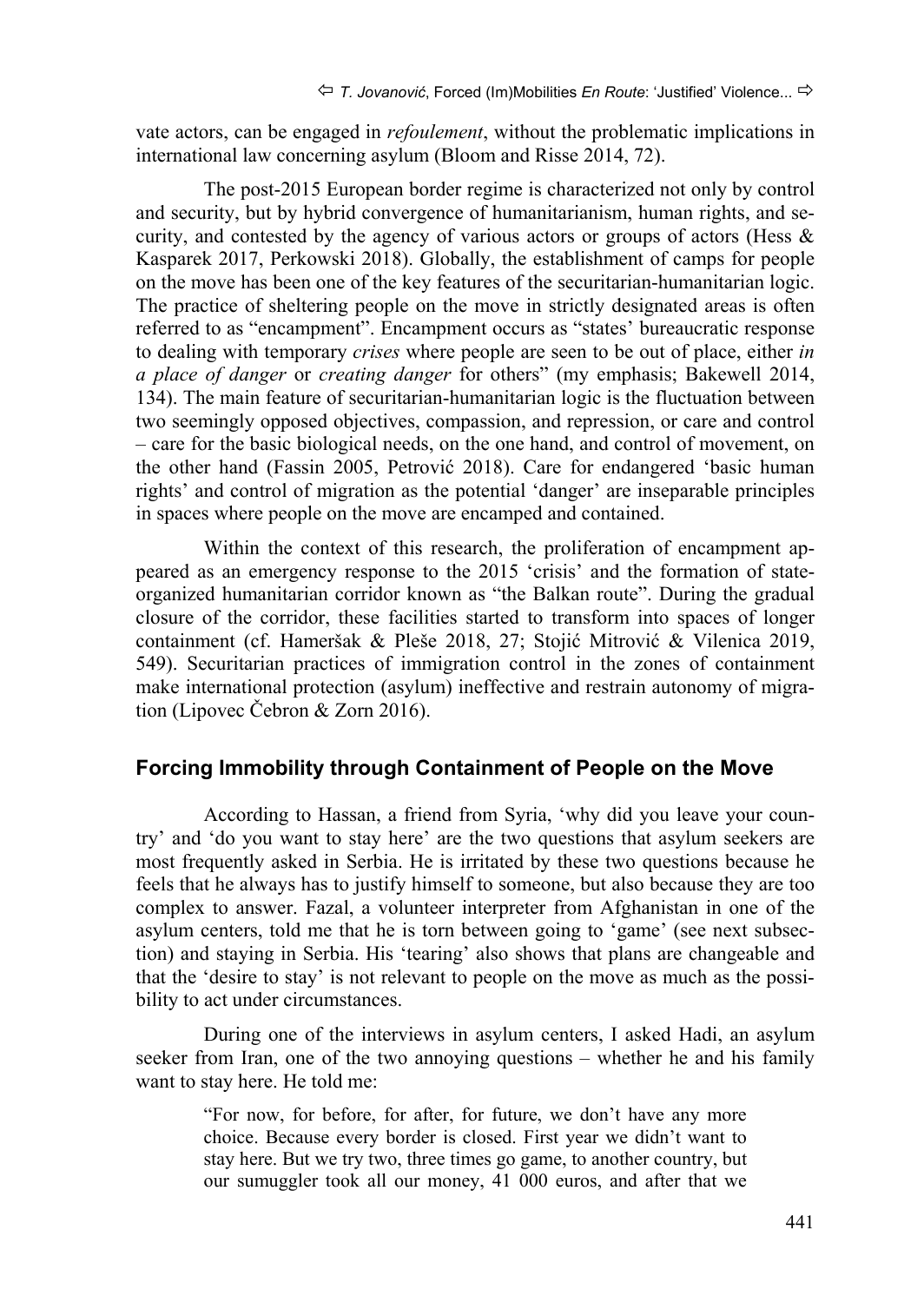vate actors, can be engaged in *refoulement*, without the problematic implications in international law concerning asylum (Bloom and Risse 2014, 72).

The post-2015 European border regime is characterized not only by control and security, but by hybrid convergence of humanitarianism, human rights, and security, and contested by the agency of various actors or groups of actors (Hess & Kasparek 2017, Perkowski 2018). Globally, the establishment of camps for people on the move has been one of the key features of the securitarian-humanitarian logic. The practice of sheltering people on the move in strictly designated areas is often referred to as "encampment". Encampment occurs as "states' bureaucratic response to dealing with temporary *crises* where people are seen to be out of place, either *in a place of danger* or *creating danger* for others" (my emphasis; Bakewell 2014, 134). The main feature of securitarian-humanitarian logic is the fluctuation between two seemingly opposed objectives, compassion, and repression, or care and control – care for the basic biological needs, on the one hand, and control of movement, on the other hand (Fassin 2005, Petrović 2018). Care for endangered 'basic human rights' and control of migration as the potential 'danger' are inseparable principles in spaces where people on the move are encamped and contained.

Within the context of this research, the proliferation of encampment appeared as an emergency response to the 2015 'crisis' and the formation of state-organized humanitarian corridor known as "the Balkan route". During the gradual closure of the corridor, these facilities started to transform into spaces of longer containment (cf. Hameršak & Pleše 2018, 27; Stojić Mitrović & Vilenica 2019, 549). Securitarian practices of immigration control in the zones of containment make international protection (asylum) ineffective and restrain autonomy of migration (Lipovec Čebron & Zorn 2016).

## Forcing Immobility through Containment of People on the Move

According to Hassan, a friend from Syria, 'why did you leave your country' and 'do you want to stay here' are the two questions that asylum seekers are most frequently asked in Serbia. He is irritated by these two questions because he feels that he always has to justify himself to someone, but also because they are too complex to answer. Fazal, a volunteer interpreter from Afghanistan in one of the asylum centers, told me that he is torn between going to 'game' (see next subsection) and staying in Serbia. His 'tearing' also shows that plans are changeable and that the 'desire to stay' is not relevant to people on the move as much as the possibility to act under circumstances.

During one of the interviews in asylum centers, I asked Hadi, an asylum seeker from Iran, one of the two annoying questions – whether he and his family want to stay here. He told me:

> "For now, for before, for after, for future, we don't have any more choice. Because every border is closed. First year we didn't want to stay here. But we try two, three times go game, to another country, but our sumuggler took all our money, 41 000 euros, and after that we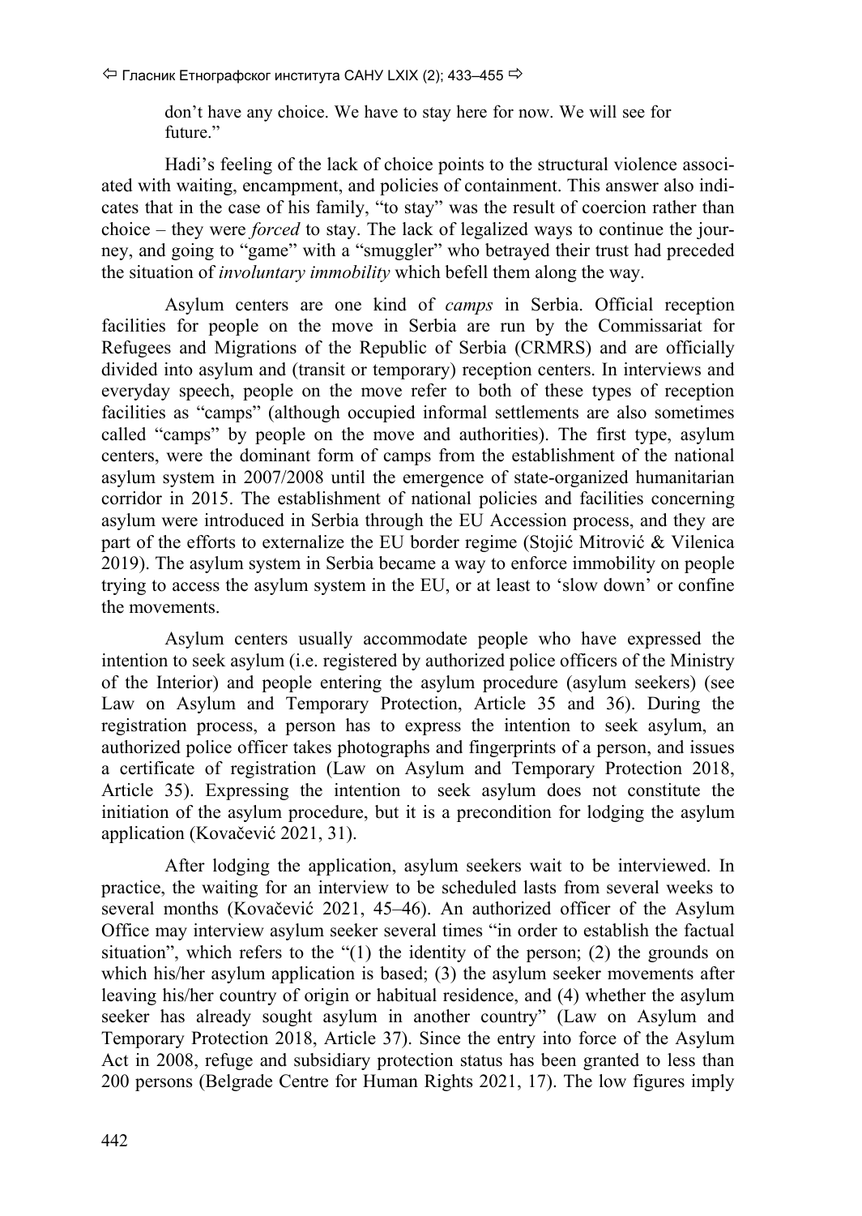don't have any choice. We have to stay here for now. We will see for future."

Hadi's feeling of the lack of choice points to the structural violence associated with waiting, encampment, and policies of containment. This answer also indicates that in the case of his family, "to stay" was the result of coercion rather than choice – they were *forced* to stay. The lack of legalized ways to continue the journey, and going to "game" with a "smuggler" who betrayed their trust had preceded the situation of *involuntary immobility* which befell them along the way.

Asylum centers are one kind of *camps* in Serbia. Official reception facilities for people on the move in Serbia are run by the Commissariat for Refugees and Migrations of the Republic of Serbia (CRMRS) and are officially divided into asylum and (transit or temporary) reception centers. In interviews and everyday speech, people on the move refer to both of these types of reception facilities as "camps" (although occupied informal settlements are also sometimes called "camps" by people on the move and authorities). The first type, asylum centers, were the dominant form of camps from the establishment of the national asylum system in 2007/2008 until the emergence of state-organized humanitarian corridor in 2015. The establishment of national policies and facilities concerning asylum were introduced in Serbia through the EU Accession process, and they are part of the efforts to externalize the EU border regime (Stojić Mitrović & Vilenica 2019). The asylum system in Serbia became a way to enforce immobility on people trying to access the asylum system in the EU, or at least to 'slow down' or confine the movements.

Asylum centers usually accommodate people who have expressed the intention to seek asylum (i.e. registered by authorized police officers of the Ministry of the Interior) and people entering the asylum procedure (asylum seekers) (see Law on Asylum and Temporary Protection, Article 35 and 36). During the registration process, a person has to express the intention to seek asylum, an authorized police officer takes photographs and fingerprints of a person, and issues a certificate of registration (Law on Asylum and Temporary Protection 2018, Article 35). Expressing the intention to seek asylum does not constitute the initiation of the asylum procedure, but it is a precondition for lodging the asylum application (Kovačević 2021, 31).

After lodging the application, asylum seekers wait to be interviewed. In practice, the waiting for an interview to be scheduled lasts from several weeks to several months (Kovačević 2021, 45–46). An authorized officer of the Asylum Office may interview asylum seeker several times "in order to establish the factual situation", which refers to the "(1) the identity of the person; (2) the grounds on which his/her asylum application is based; (3) the asylum seeker movements after leaving his/her country of origin or habitual residence, and (4) whether the asylum seeker has already sought asylum in another country" (Law on Asylum and Temporary Protection 2018, Article 37). Since the entry into force of the Asylum Act in 2008, refuge and subsidiary protection status has been granted to less than 200 persons (Belgrade Centre for Human Rights 2021, 17). The low figures imply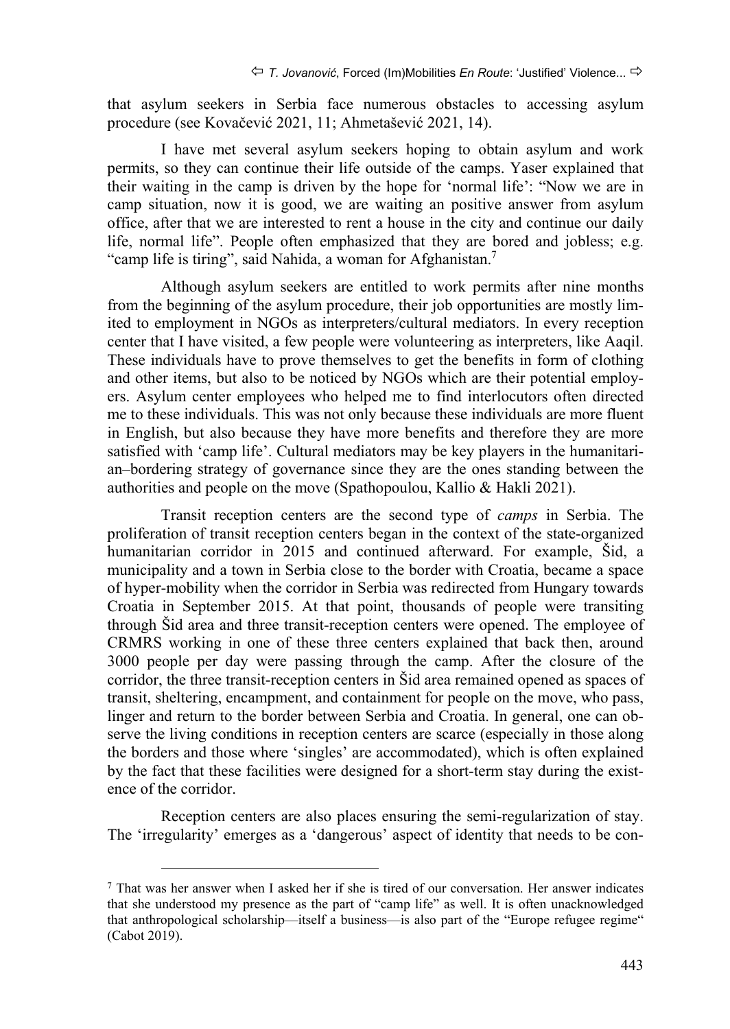that asylum seekers in Serbia face numerous obstacles to accessing asylum procedure (see Kovačević 2021, 11; Ahmetašević 2021, 14).

I have met several asylum seekers hoping to obtain asylum and work permits, so they can continue their life outside of the camps. Yaser explained that their waiting in the camp is driven by the hope for 'normal life': "Now we are in camp situation, now it is good, we are waiting an positive answer from asylum office, after that we are interested to rent a house in the city and continue our daily life, normal life". People often emphasized that they are bored and jobless; e.g. "camp life is tiring", said Nahida, a woman for Afghanistan.[7]

Although asylum seekers are entitled to work permits after nine months from the beginning of the asylum procedure, their job opportunities are mostly limited to employment in NGOs as interpreters/cultural mediators. In every reception center that I have visited, a few people were volunteering as interpreters, like Aaqil. These individuals have to prove themselves to get the benefits in form of clothing and other items, but also to be noticed by NGOs which are their potential employers. Asylum center employees who helped me to find interlocutors often directed me to these individuals. This was not only because these individuals are more fluent in English, but also because they have more benefits and therefore they are more satisfied with 'camp life'. Cultural mediators may be key players in the humanitarian–bordering strategy of governance since they are the ones standing between the authorities and people on the move (Spathopoulou, Kallio & Hakli 2021).

Transit reception centers are the second type of *camps* in Serbia. The proliferation of transit reception centers began in the context of the state-organized humanitarian corridor in 2015 and continued afterward. For example, Šid, a municipality and a town in Serbia close to the border with Croatia, became a space of hyper-mobility when the corridor in Serbia was redirected from Hungary towards Croatia in September 2015. At that point, thousands of people were transiting through Šid area and three transit-reception centers were opened. The employee of CRMRS working in one of these three centers explained that back then, around 3000 people per day were passing through the camp. After the closure of the corridor, the three transit-reception centers in Šid area remained opened as spaces of transit, sheltering, encampment, and containment for people on the move, who pass, linger and return to the border between Serbia and Croatia. In general, one can observe the living conditions in reception centers are scarce (especially in those along the borders and those where 'singles' are accommodated), which is often explained by the fact that these facilities were designed for a short-term stay during the existence of the corridor.

Reception centers are also places ensuring the semi-regularization of stay. The 'irregularity' emerges as a 'dangerous' aspect of identity that needs to be con-

---

[7] That was her answer when I asked her if she is tired of our conversation. Her answer indicates that she understood my presence as the part of "camp life" as well. It is often unacknowledged that anthropological scholarship—itself a business—is also part of the "Europe refugee regime" (Cabot 2019).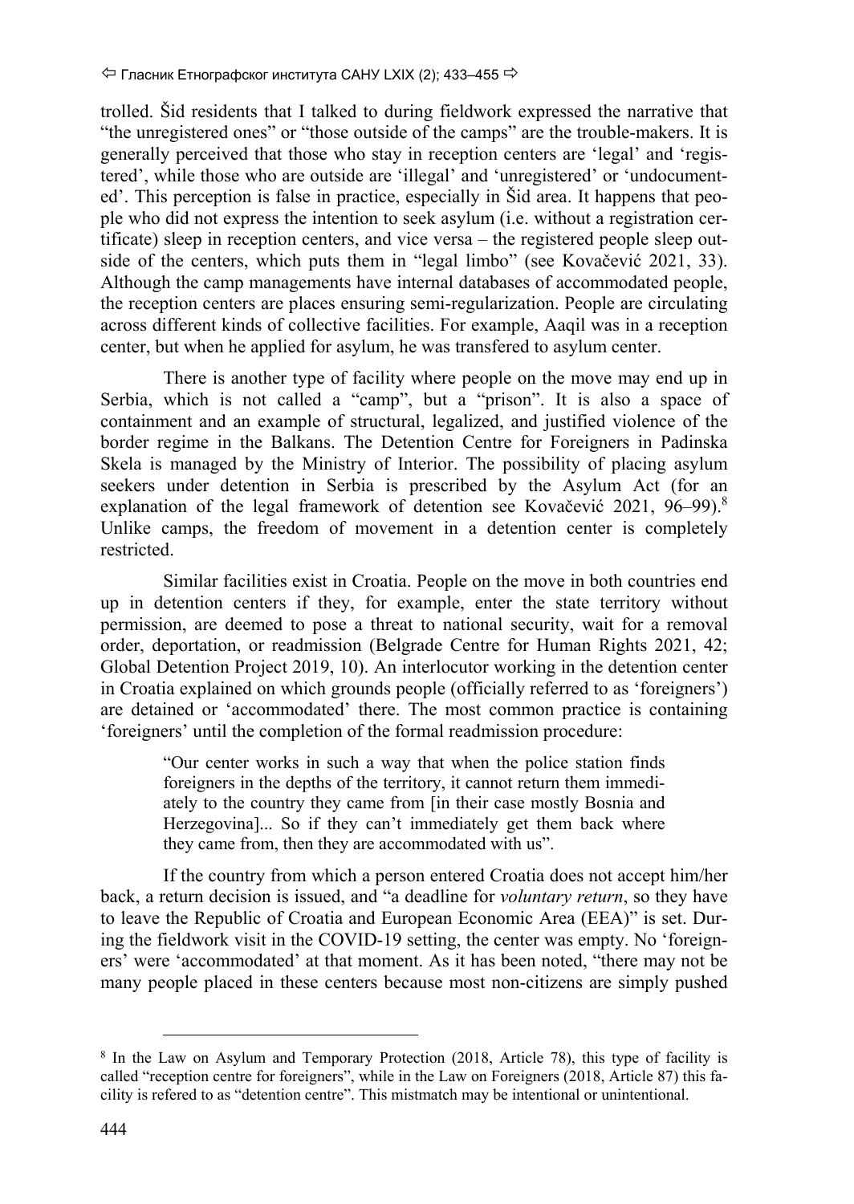trolled. Šid residents that I talked to during fieldwork expressed the narrative that "the unregistered ones" or "those outside of the camps" are the trouble-makers. It is generally perceived that those who stay in reception centers are 'legal' and 'registered', while those who are outside are 'illegal' and 'unregistered' or 'undocumented'. This perception is false in practice, especially in Šid area. It happens that people who did not express the intention to seek asylum (i.e. without a registration certificate) sleep in reception centers, and vice versa – the registered people sleep outside of the centers, which puts them in "legal limbo" (see Kovačević 2021, 33). Although the camp managements have internal databases of accommodated people, the reception centers are places ensuring semi-regularization. People are circulating across different kinds of collective facilities. For example, Aaqil was in a reception center, but when he applied for asylum, he was transfered to asylum center.

There is another type of facility where people on the move may end up in Serbia, which is not called a "camp", but a "prison". It is also a space of containment and an example of structural, legalized, and justified violence of the border regime in the Balkans. The Detention Centre for Foreigners in Padinska Skela is managed by the Ministry of Interior. The possibility of placing asylum seekers under detention in Serbia is prescribed by the Asylum Act (for an explanation of the legal framework of detention see Kovačević 2021, 96–99).[8] Unlike camps, the freedom of movement in a detention center is completely restricted.

Similar facilities exist in Croatia. People on the move in both countries end up in detention centers if they, for example, enter the state territory without permission, are deemed to pose a threat to national security, wait for a removal order, deportation, or readmission (Belgrade Centre for Human Rights 2021, 42; Global Detention Project 2019, 10). An interlocutor working in the detention center in Croatia explained on which grounds people (officially referred to as 'foreigners') are detained or 'accommodated' there. The most common practice is containing 'foreigners' until the completion of the formal readmission procedure:

> "Our center works in such a way that when the police station finds foreigners in the depths of the territory, it cannot return them immediately to the country they came from [in their case mostly Bosnia and Herzegovina]... So if they can't immediately get them back where they came from, then they are accommodated with us".

If the country from which a person entered Croatia does not accept him/her back, a return decision is issued, and "a deadline for *voluntary return*, so they have to leave the Republic of Croatia and European Economic Area (EEA)" is set. During the fieldwork visit in the COVID-19 setting, the center was empty. No 'foreigners' were 'accommodated' at that moment. As it has been noted, "there may not be many people placed in these centers because most non-citizens are simply pushed

---

[8] In the Law on Asylum and Temporary Protection (2018, Article 78), this type of facility is called "reception centre for foreigners", while in the Law on Foreigners (2018, Article 87) this facility is refered to as "detention centre". This mismatch may be intentional or unintentional.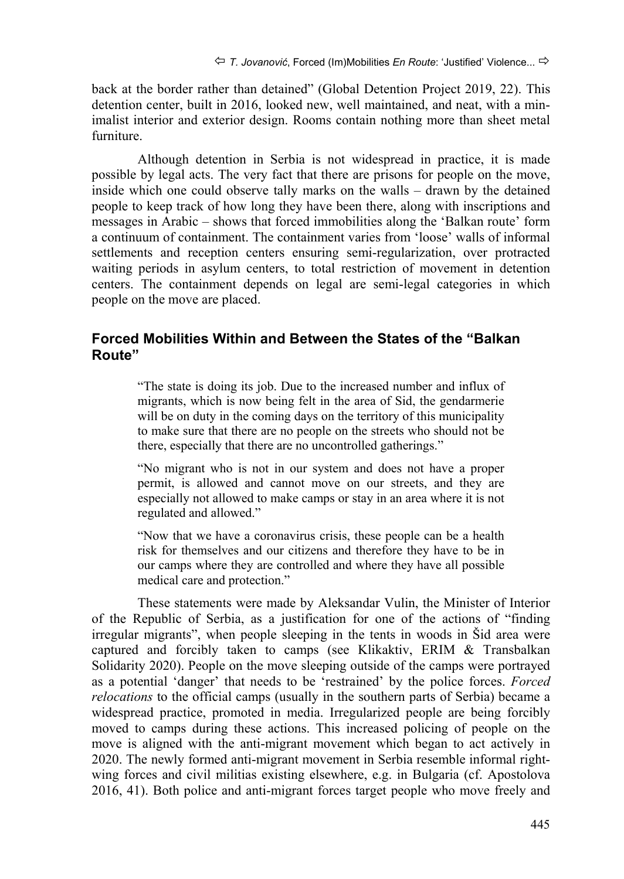back at the border rather than detained" (Global Detention Project 2019, 22). This detention center, built in 2016, looked new, well maintained, and neat, with a minimalist interior and exterior design. Rooms contain nothing more than sheet metal furniture.

Although detention in Serbia is not widespread in practice, it is made possible by legal acts. The very fact that there are prisons for people on the move, inside which one could observe tally marks on the walls – drawn by the detained people to keep track of how long they have been there, along with inscriptions and messages in Arabic – shows that forced immobilities along the 'Balkan route' form a continuum of containment. The containment varies from 'loose' walls of informal settlements and reception centers ensuring semi-regularization, over protracted waiting periods in asylum centers, to total restriction of movement in detention centers. The containment depends on legal are semi-legal categories in which people on the move are placed.

## Forced Mobilities Within and Between the States of the "Balkan Route"

> "The state is doing its job. Due to the increased number and influx of migrants, which is now being felt in the area of Sid, the gendarmerie will be on duty in the coming days on the territory of this municipality to make sure that there are no people on the streets who should not be there, especially that there are no uncontrolled gatherings."
>
> "No migrant who is not in our system and does not have a proper permit, is allowed and cannot move on our streets, and they are especially not allowed to make camps or stay in an area where it is not regulated and allowed."
>
> "Now that we have a coronavirus crisis, these people can be a health risk for themselves and our citizens and therefore they have to be in our camps where they are controlled and where they have all possible medical care and protection."

These statements were made by Aleksandar Vulin, the Minister of Interior of the Republic of Serbia, as a justification for one of the actions of "finding irregular migrants", when people sleeping in the tents in woods in Šid area were captured and forcibly taken to camps (see Klikaktiv, ERIM & Transbalkan Solidarity 2020). People on the move sleeping outside of the camps were portrayed as a potential 'danger' that needs to be 'restrained' by the police forces. *Forced relocations* to the official camps (usually in the southern parts of Serbia) became a widespread practice, promoted in media. Irregularized people are being forcibly moved to camps during these actions. This increased policing of people on the move is aligned with the anti-migrant movement which began to act actively in 2020. The newly formed anti-migrant movement in Serbia resemble informal right-wing forces and civil militias existing elsewhere, e.g. in Bulgaria (cf. Apostolova 2016, 41). Both police and anti-migrant forces target people who move freely and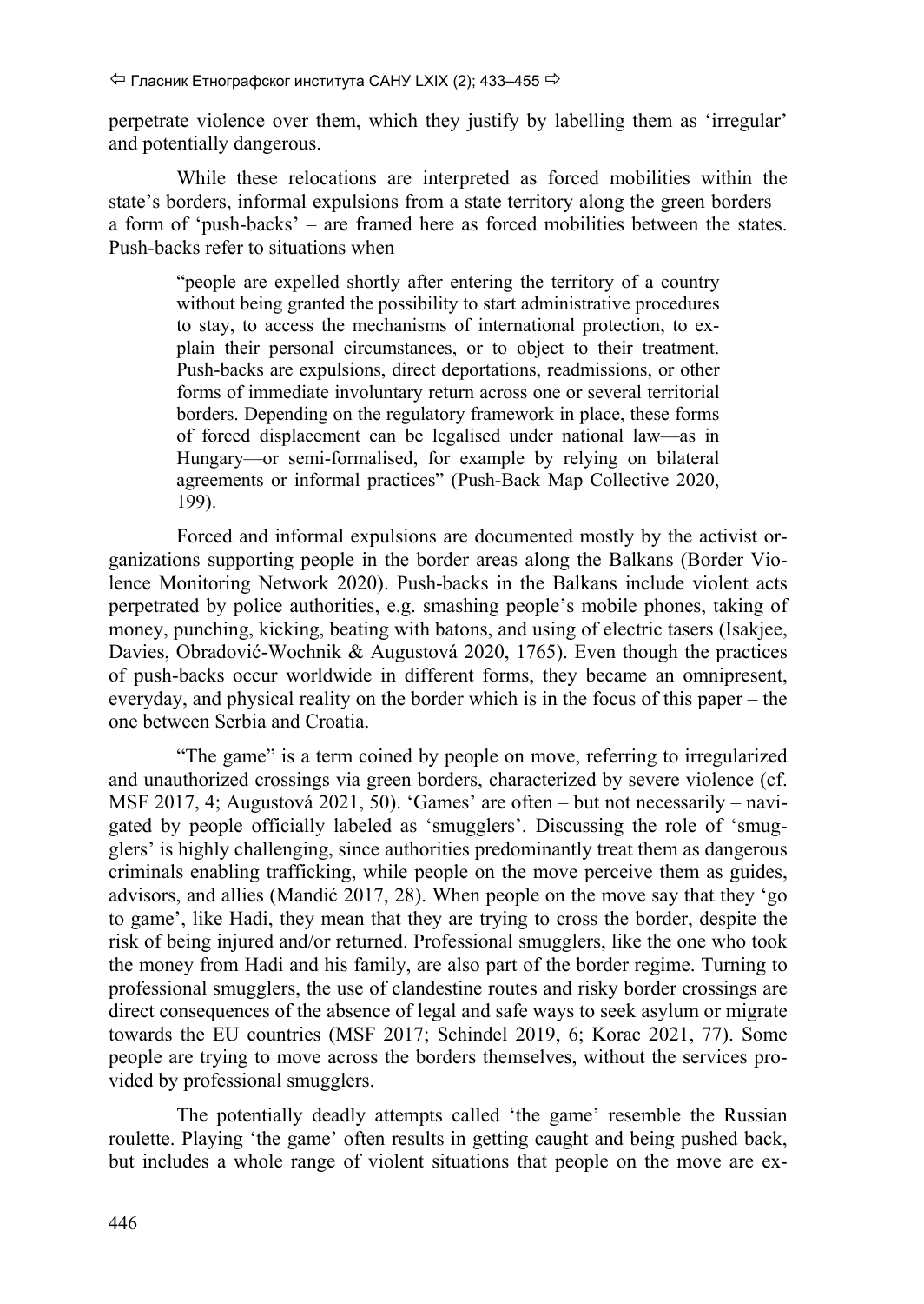perpetrate violence over them, which they justify by labelling them as 'irregular' and potentially dangerous.

While these relocations are interpreted as forced mobilities within the state's borders, informal expulsions from a state territory along the green borders – a form of 'push-backs' – are framed here as forced mobilities between the states. Push-backs refer to situations when

> "people are expelled shortly after entering the territory of a country without being granted the possibility to start administrative procedures to stay, to access the mechanisms of international protection, to explain their personal circumstances, or to object to their treatment. Push-backs are expulsions, direct deportations, readmissions, or other forms of immediate involuntary return across one or several territorial borders. Depending on the regulatory framework in place, these forms of forced displacement can be legalised under national law—as in Hungary—or semi-formalised, for example by relying on bilateral agreements or informal practices" (Push-Back Map Collective 2020, 199).

Forced and informal expulsions are documented mostly by the activist organizations supporting people in the border areas along the Balkans (Border Violence Monitoring Network 2020). Push-backs in the Balkans include violent acts perpetrated by police authorities, e.g. smashing people's mobile phones, taking of money, punching, kicking, beating with batons, and using of electric tasers (Isakjee, Davies, Obradović-Wochnik & Augustová 2020, 1765). Even though the practices of push-backs occur worldwide in different forms, they became an omnipresent, everyday, and physical reality on the border which is in the focus of this paper – the one between Serbia and Croatia.

"The game" is a term coined by people on move, referring to irregularized and unauthorized crossings via green borders, characterized by severe violence (cf. MSF 2017, 4; Augustová 2021, 50). 'Games' are often – but not necessarily – navigated by people officially labeled as 'smugglers'. Discussing the role of 'smugglers' is highly challenging, since authorities predominantly treat them as dangerous criminals enabling trafficking, while people on the move perceive them as guides, advisors, and allies (Mandić 2017, 28). When people on the move say that they 'go to game', like Hadi, they mean that they are trying to cross the border, despite the risk of being injured and/or returned. Professional smugglers, like the one who took the money from Hadi and his family, are also part of the border regime. Turning to professional smugglers, the use of clandestine routes and risky border crossings are direct consequences of the absence of legal and safe ways to seek asylum or migrate towards the EU countries (MSF 2017; Schindel 2019, 6; Korac 2021, 77). Some people are trying to move across the borders themselves, without the services provided by professional smugglers.

The potentially deadly attempts called 'the game' resemble the Russian roulette. Playing 'the game' often results in getting caught and being pushed back, but includes a whole range of violent situations that people on the move are ex-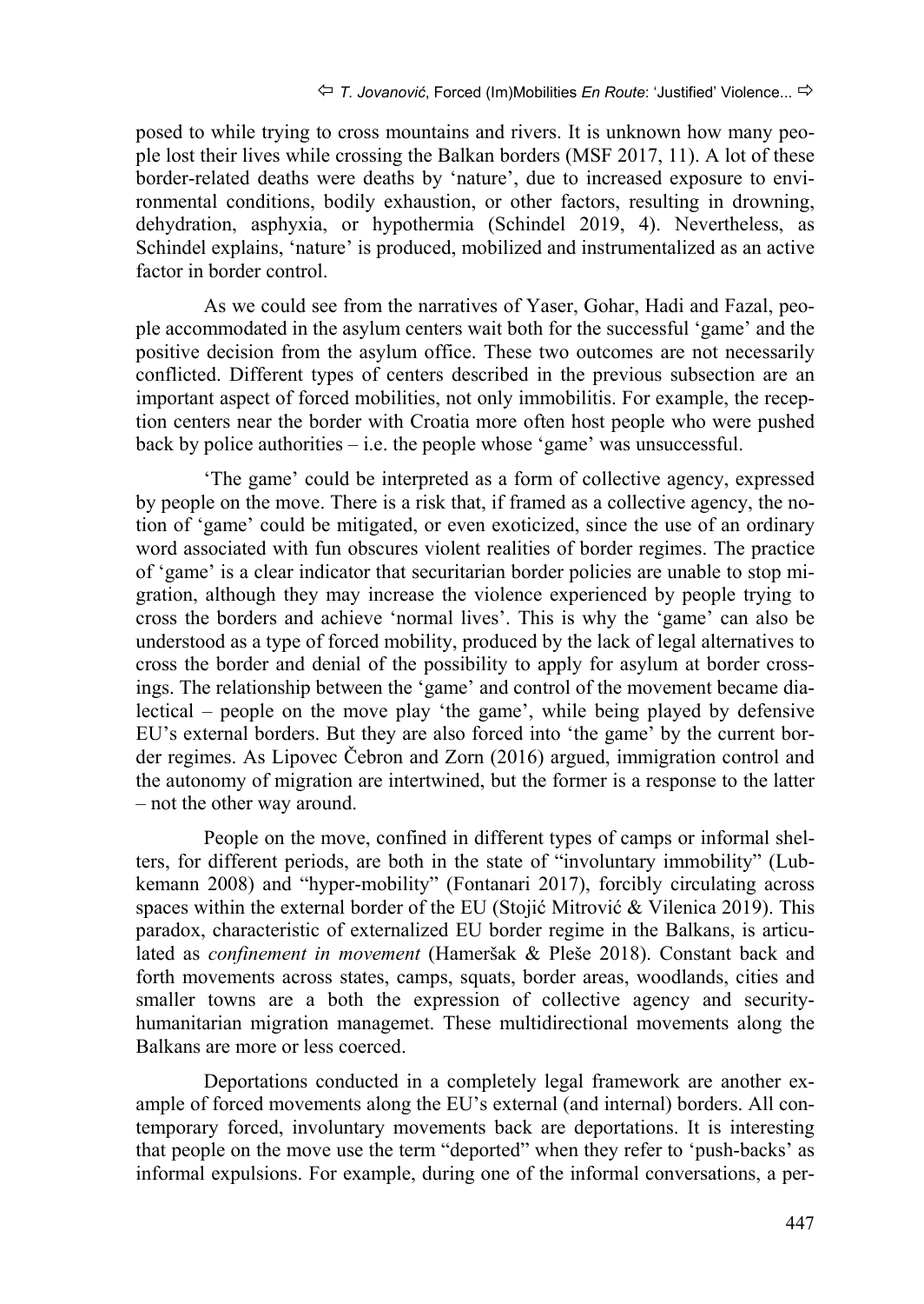posed to while trying to cross mountains and rivers. It is unknown how many people lost their lives while crossing the Balkan borders (MSF 2017, 11). A lot of these border-related deaths were deaths by 'nature', due to increased exposure to environmental conditions, bodily exhaustion, or other factors, resulting in drowning, dehydration, asphyxia, or hypothermia (Schindel 2019, 4). Nevertheless, as Schindel explains, 'nature' is produced, mobilized and instrumentalized as an active factor in border control.

As we could see from the narratives of Yaser, Gohar, Hadi and Fazal, people accommodated in the asylum centers wait both for the successful 'game' and the positive decision from the asylum office. These two outcomes are not necessarily conflicted. Different types of centers described in the previous subsection are an important aspect of forced mobilities, not only immobilitis. For example, the reception centers near the border with Croatia more often host people who were pushed back by police authorities – i.e. the people whose 'game' was unsuccessful.

'The game' could be interpreted as a form of collective agency, expressed by people on the move. There is a risk that, if framed as a collective agency, the notion of 'game' could be mitigated, or even exoticized, since the use of an ordinary word associated with fun obscures violent realities of border regimes. The practice of 'game' is a clear indicator that securitarian border policies are unable to stop migration, although they may increase the violence experienced by people trying to cross the borders and achieve 'normal lives'. This is why the 'game' can also be understood as a type of forced mobility, produced by the lack of legal alternatives to cross the border and denial of the possibility to apply for asylum at border crossings. The relationship between the 'game' and control of the movement became dialectical – people on the move play 'the game', while being played by defensive EU's external borders. But they are also forced into 'the game' by the current border regimes. As Lipovec Čebron and Zorn (2016) argued, immigration control and the autonomy of migration are intertwined, but the former is a response to the latter – not the other way around.

People on the move, confined in different types of camps or informal shelters, for different periods, are both in the state of "involuntary immobility" (Lubkemann 2008) and "hyper-mobility" (Fontanari 2017), forcibly circulating across spaces within the external border of the EU (Stojić Mitrović & Vilenica 2019). This paradox, characteristic of externalized EU border regime in the Balkans, is articulated as *confinement in movement* (Hameršak & Pleše 2018). Constant back and forth movements across states, camps, squats, border areas, woodlands, cities and smaller towns are a both the expression of collective agency and security-humanitarian migration managemet. These multidirectional movements along the Balkans are more or less coerced.

Deportations conducted in a completely legal framework are another example of forced movements along the EU's external (and internal) borders. All contemporary forced, involuntary movements back are deportations. It is interesting that people on the move use the term "deported" when they refer to 'push-backs' as informal expulsions. For example, during one of the informal conversations, a per-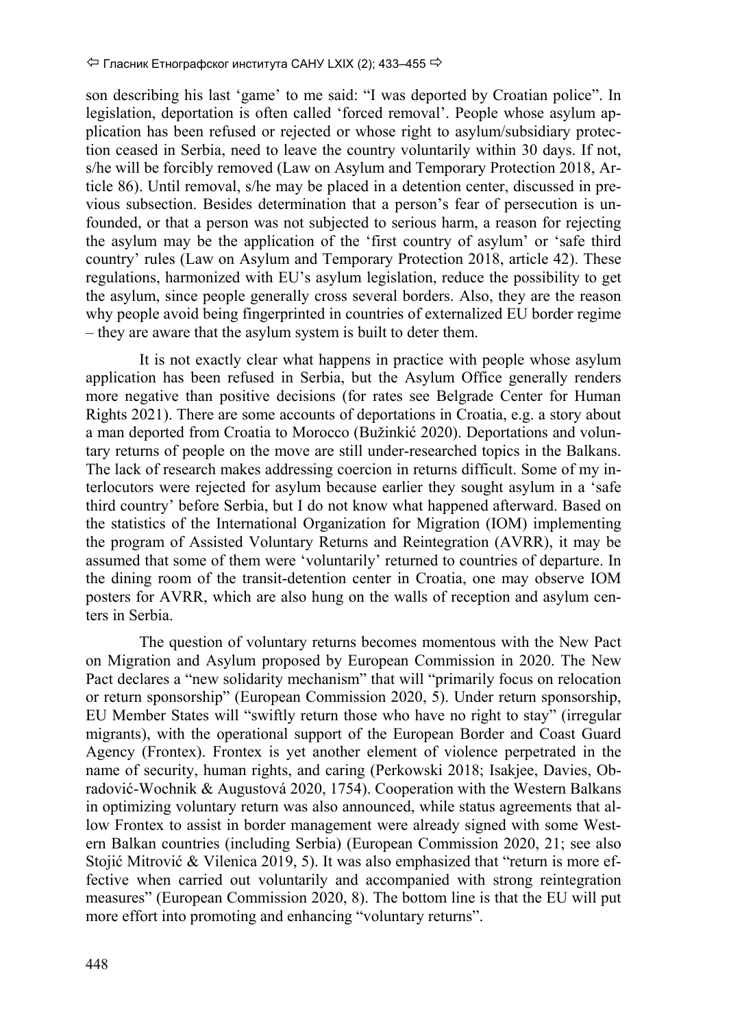son describing his last 'game' to me said: "I was deported by Croatian police". In legislation, deportation is often called 'forced removal'. People whose asylum application has been refused or rejected or whose right to asylum/subsidiary protection ceased in Serbia, need to leave the country voluntarily within 30 days. If not, s/he will be forcibly removed (Law on Asylum and Temporary Protection 2018, Article 86). Until removal, s/he may be placed in a detention center, discussed in previous subsection. Besides determination that a person's fear of persecution is unfounded, or that a person was not subjected to serious harm, a reason for rejecting the asylum may be the application of the 'first country of asylum' or 'safe third country' rules (Law on Asylum and Temporary Protection 2018, article 42). These regulations, harmonized with EU's asylum legislation, reduce the possibility to get the asylum, since people generally cross several borders. Also, they are the reason why people avoid being fingerprinted in countries of externalized EU border regime – they are aware that the asylum system is built to deter them.

It is not exactly clear what happens in practice with people whose asylum application has been refused in Serbia, but the Asylum Office generally renders more negative than positive decisions (for rates see Belgrade Center for Human Rights 2021). There are some accounts of deportations in Croatia, e.g. a story about a man deported from Croatia to Morocco (Bužinkić 2020). Deportations and voluntary returns of people on the move are still under-researched topics in the Balkans. The lack of research makes addressing coercion in returns difficult. Some of my interlocutors were rejected for asylum because earlier they sought asylum in a 'safe third country' before Serbia, but I do not know what happened afterward. Based on the statistics of the International Organization for Migration (IOM) implementing the program of Assisted Voluntary Returns and Reintegration (AVRR), it may be assumed that some of them were 'voluntarily' returned to countries of departure. In the dining room of the transit-detention center in Croatia, one may observe IOM posters for AVRR, which are also hung on the walls of reception and asylum centers in Serbia.

The question of voluntary returns becomes momentous with the New Pact on Migration and Asylum proposed by European Commission in 2020. The New Pact declares a "new solidarity mechanism" that will "primarily focus on relocation or return sponsorship" (European Commission 2020, 5). Under return sponsorship, EU Member States will "swiftly return those who have no right to stay" (irregular migrants), with the operational support of the European Border and Coast Guard Agency (Frontex). Frontex is yet another element of violence perpetrated in the name of security, human rights, and caring (Perkowski 2018; Isakjee, Davies, Obradović-Wochnik & Augustová 2020, 1754). Cooperation with the Western Balkans in optimizing voluntary return was also announced, while status agreements that allow Frontex to assist in border management were already signed with some Western Balkan countries (including Serbia) (European Commission 2020, 21; see also Stojić Mitrović & Vilenica 2019, 5). It was also emphasized that "return is more effective when carried out voluntarily and accompanied with strong reintegration measures" (European Commission 2020, 8). The bottom line is that the EU will put more effort into promoting and enhancing "voluntary returns".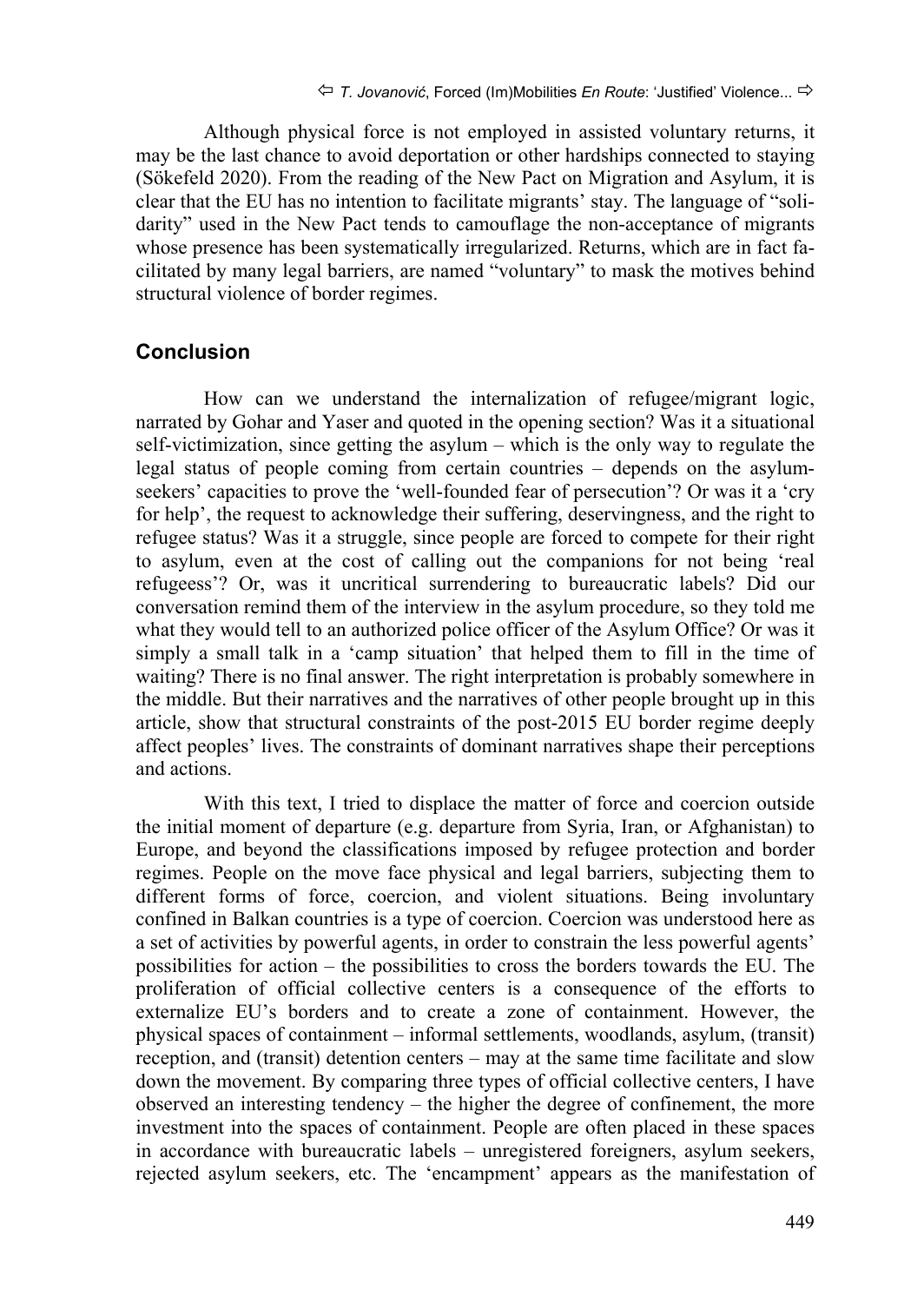Although physical force is not employed in assisted voluntary returns, it may be the last chance to avoid deportation or other hardships connected to staying (Sökefeld 2020). From the reading of the New Pact on Migration and Asylum, it is clear that the EU has no intention to facilitate migrants' stay. The language of "solidarity" used in the New Pact tends to camouflage the non-acceptance of migrants whose presence has been systematically irregularized. Returns, which are in fact facilitated by many legal barriers, are named "voluntary" to mask the motives behind structural violence of border regimes.

## Conclusion

How can we understand the internalization of refugee/migrant logic, narrated by Gohar and Yaser and quoted in the opening section? Was it a situational self-victimization, since getting the asylum – which is the only way to regulate the legal status of people coming from certain countries – depends on the asylum-seekers' capacities to prove the 'well-founded fear of persecution'? Or was it a 'cry for help', the request to acknowledge their suffering, deservingness, and the right to refugee status? Was it a struggle, since people are forced to compete for their right to asylum, even at the cost of calling out the companions for not being 'real refugeess'? Or, was it uncritical surrendering to bureaucratic labels? Did our conversation remind them of the interview in the asylum procedure, so they told me what they would tell to an authorized police officer of the Asylum Office? Or was it simply a small talk in a 'camp situation' that helped them to fill in the time of waiting? There is no final answer. The right interpretation is probably somewhere in the middle. But their narratives and the narratives of other people brought up in this article, show that structural constraints of the post-2015 EU border regime deeply affect peoples' lives. The constraints of dominant narratives shape their perceptions and actions.

With this text, I tried to displace the matter of force and coercion outside the initial moment of departure (e.g. departure from Syria, Iran, or Afghanistan) to Europe, and beyond the classifications imposed by refugee protection and border regimes. People on the move face physical and legal barriers, subjecting them to different forms of force, coercion, and violent situations. Being involuntary confined in Balkan countries is a type of coercion. Coercion was understood here as a set of activities by powerful agents, in order to constrain the less powerful agents' possibilities for action – the possibilities to cross the borders towards the EU. The proliferation of official collective centers is a consequence of the efforts to externalize EU's borders and to create a zone of containment. However, the physical spaces of containment – informal settlements, woodlands, asylum, (transit) reception, and (transit) detention centers – may at the same time facilitate and slow down the movement. By comparing three types of official collective centers, I have observed an interesting tendency – the higher the degree of confinement, the more investment into the spaces of containment. People are often placed in these spaces in accordance with bureaucratic labels – unregistered foreigners, asylum seekers, rejected asylum seekers, etc. The 'encampment' appears as the manifestation of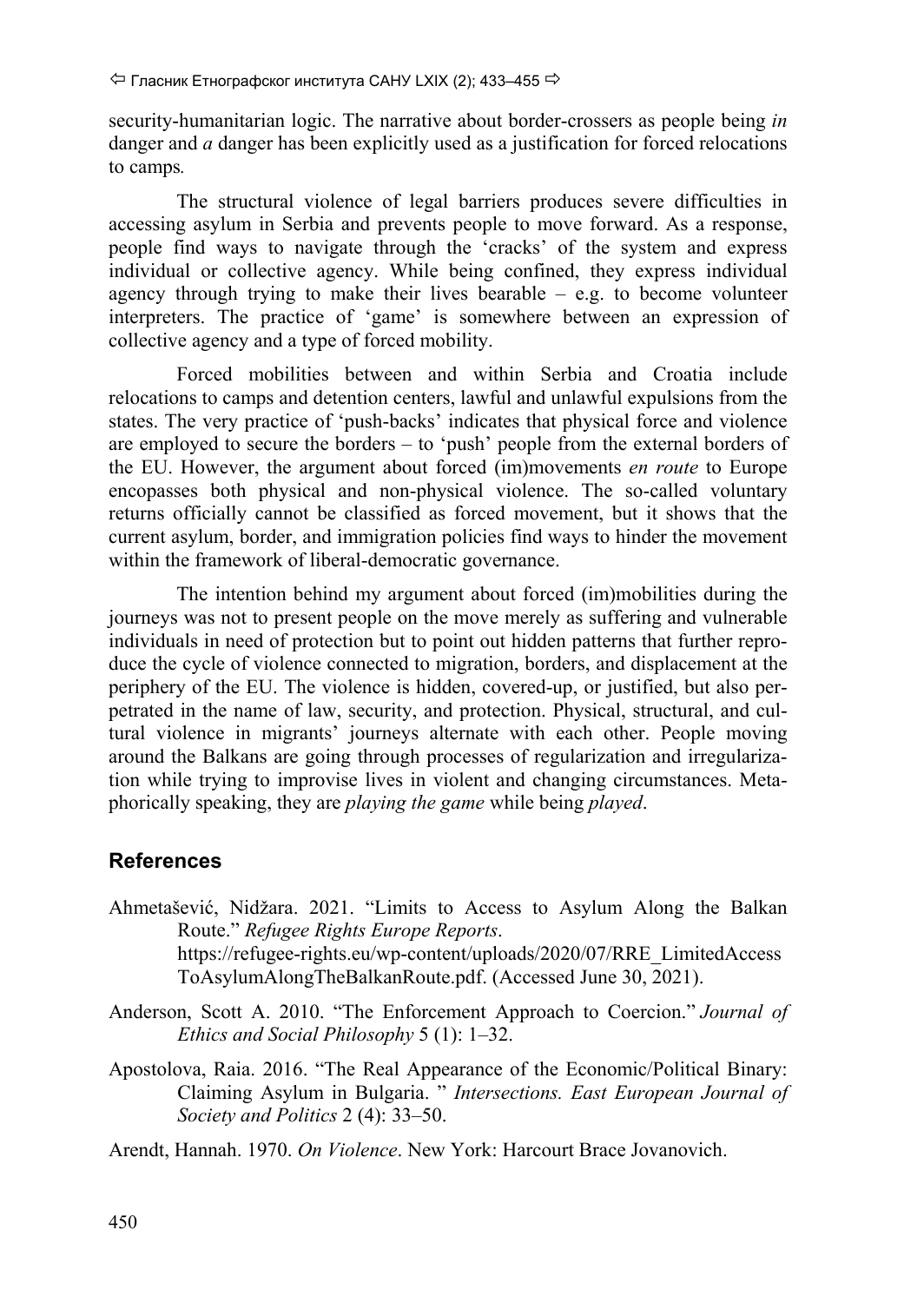security-humanitarian logic. The narrative about border-crossers as people being *in* danger and *a* danger has been explicitly used as a justification for forced relocations to camps*.*

The structural violence of legal barriers produces severe difficulties in accessing asylum in Serbia and prevents people to move forward. As a response, people find ways to navigate through the 'cracks' of the system and express individual or collective agency. While being confined, they express individual agency through trying to make their lives bearable – e.g. to become volunteer interpreters. The practice of 'game' is somewhere between an expression of collective agency and a type of forced mobility.

Forced mobilities between and within Serbia and Croatia include relocations to camps and detention centers, lawful and unlawful expulsions from the states. The very practice of 'push-backs' indicates that physical force and violence are employed to secure the borders – to 'push' people from the external borders of the EU. However, the argument about forced (im)movements *en route* to Europe encopasses both physical and non-physical violence. The so-called voluntary returns officially cannot be classified as forced movement, but it shows that the current asylum, border, and immigration policies find ways to hinder the movement within the framework of liberal-democratic governance.

The intention behind my argument about forced (im)mobilities during the journeys was not to present people on the move merely as suffering and vulnerable individuals in need of protection but to point out hidden patterns that further reproduce the cycle of violence connected to migration, borders, and displacement at the periphery of the EU. The violence is hidden, covered-up, or justified, but also perpetrated in the name of law, security, and protection. Physical, structural, and cultural violence in migrants' journeys alternate with each other. People moving around the Balkans are going through processes of regularization and irregularization while trying to improvise lives in violent and changing circumstances. Metaphorically speaking, they are *playing the game* while being *played*.

## References

Ahmetašević, Nidžara. 2021. "Limits to Access to Asylum Along the Balkan Route." *Refugee Rights Europe Reports*. https://refugee-rights.eu/wp-content/uploads/2020/07/RRE_LimitedAccessToAsylumAlongTheBalkanRoute.pdf. (Accessed June 30, 2021).

Anderson, Scott A. 2010. "The Enforcement Approach to Coercion." *Journal of Ethics and Social Philosophy* 5 (1): 1–32.

Apostolova, Raia. 2016. "The Real Appearance of the Economic/Political Binary: Claiming Asylum in Bulgaria. " *Intersections. East European Journal of Society and Politics* 2 (4): 33–50.

Arendt, Hannah. 1970. *On Violence*. New York: Harcourt Brace Jovanovich.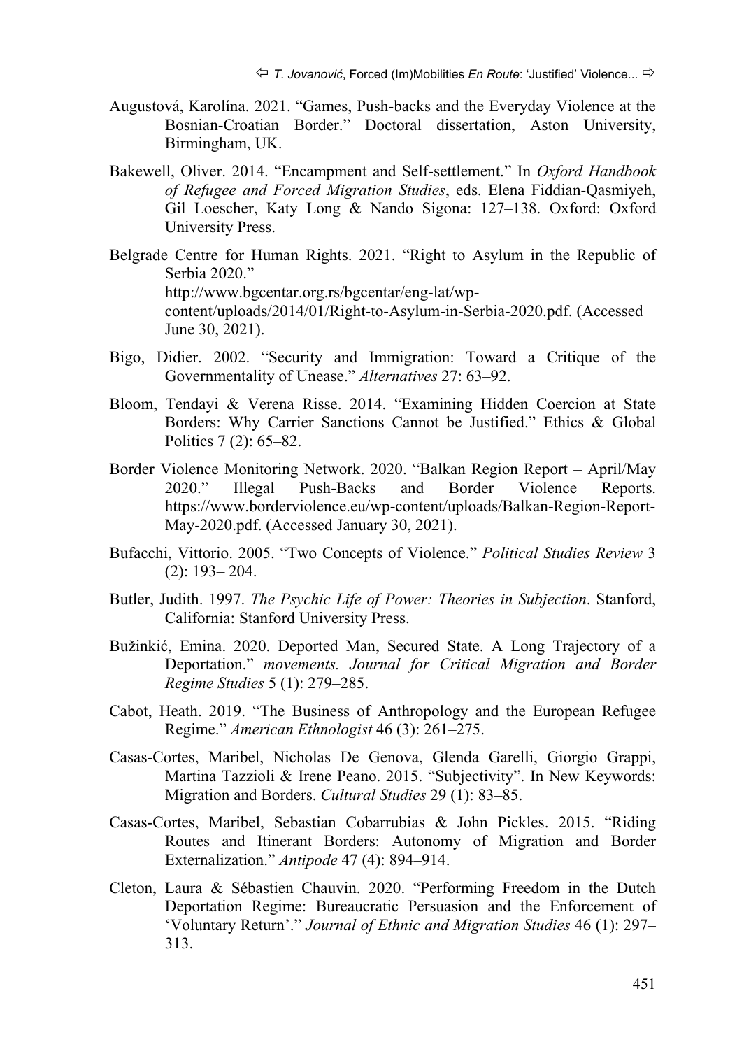Augustová, Karolína. 2021. “Games, Push-backs and the Everyday Violence at the Bosnian-Croatian Border.” Doctoral dissertation, Aston University, Birmingham, UK.

Bakewell, Oliver. 2014. “Encampment and Self-settlement.” In *Oxford Handbook of Refugee and Forced Migration Studies*, eds. Elena Fiddian-Qasmiyeh, Gil Loescher, Katy Long & Nando Sigona: 127–138. Oxford: Oxford University Press.

Belgrade Centre for Human Rights. 2021. “Right to Asylum in the Republic of Serbia 2020.” http://www.bgcentar.org.rs/bgcentar/eng-lat/wp-content/uploads/2014/01/Right-to-Asylum-in-Serbia-2020.pdf. (Accessed June 30, 2021).

Bigo, Didier. 2002. “Security and Immigration: Toward a Critique of the Governmentality of Unease.” *Alternatives* 27: 63–92.

Bloom, Tendayi & Verena Risse. 2014. “Examining Hidden Coercion at State Borders: Why Carrier Sanctions Cannot be Justified.” Ethics & Global Politics 7 (2): 65–82.

Border Violence Monitoring Network. 2020. “Balkan Region Report – April/May 2020.” Illegal Push-Backs and Border Violence Reports. https://www.borderviolence.eu/wp-content/uploads/Balkan-Region-Report-May-2020.pdf. (Accessed January 30, 2021).

Bufacchi, Vittorio. 2005. “Two Concepts of Violence.” *Political Studies Review* 3 (2): 193– 204.

Butler, Judith. 1997. *The Psychic Life of Power: Theories in Subjection*. Stanford, California: Stanford University Press.

Bužinkić, Emina. 2020. Deported Man, Secured State. A Long Trajectory of a Deportation.” *movements. Journal for Critical Migration and Border Regime Studies* 5 (1): 279–285.

Cabot, Heath. 2019. “The Business of Anthropology and the European Refugee Regime.” *American Ethnologist* 46 (3): 261–275.

Casas-Cortes, Maribel, Nicholas De Genova, Glenda Garelli, Giorgio Grappi, Martina Tazzioli & Irene Peano. 2015. “Subjectivity”. In New Keywords: Migration and Borders. *Cultural Studies* 29 (1): 83–85.

Casas-Cortes, Maribel, Sebastian Cobarrubias & John Pickles. 2015. “Riding Routes and Itinerant Borders: Autonomy of Migration and Border Externalization.” *Antipode* 47 (4): 894–914.

Cleton, Laura & Sébastien Chauvin. 2020. “Performing Freedom in the Dutch Deportation Regime: Bureaucratic Persuasion and the Enforcement of ‘Voluntary Return’.” *Journal of Ethnic and Migration Studies* 46 (1): 297–313.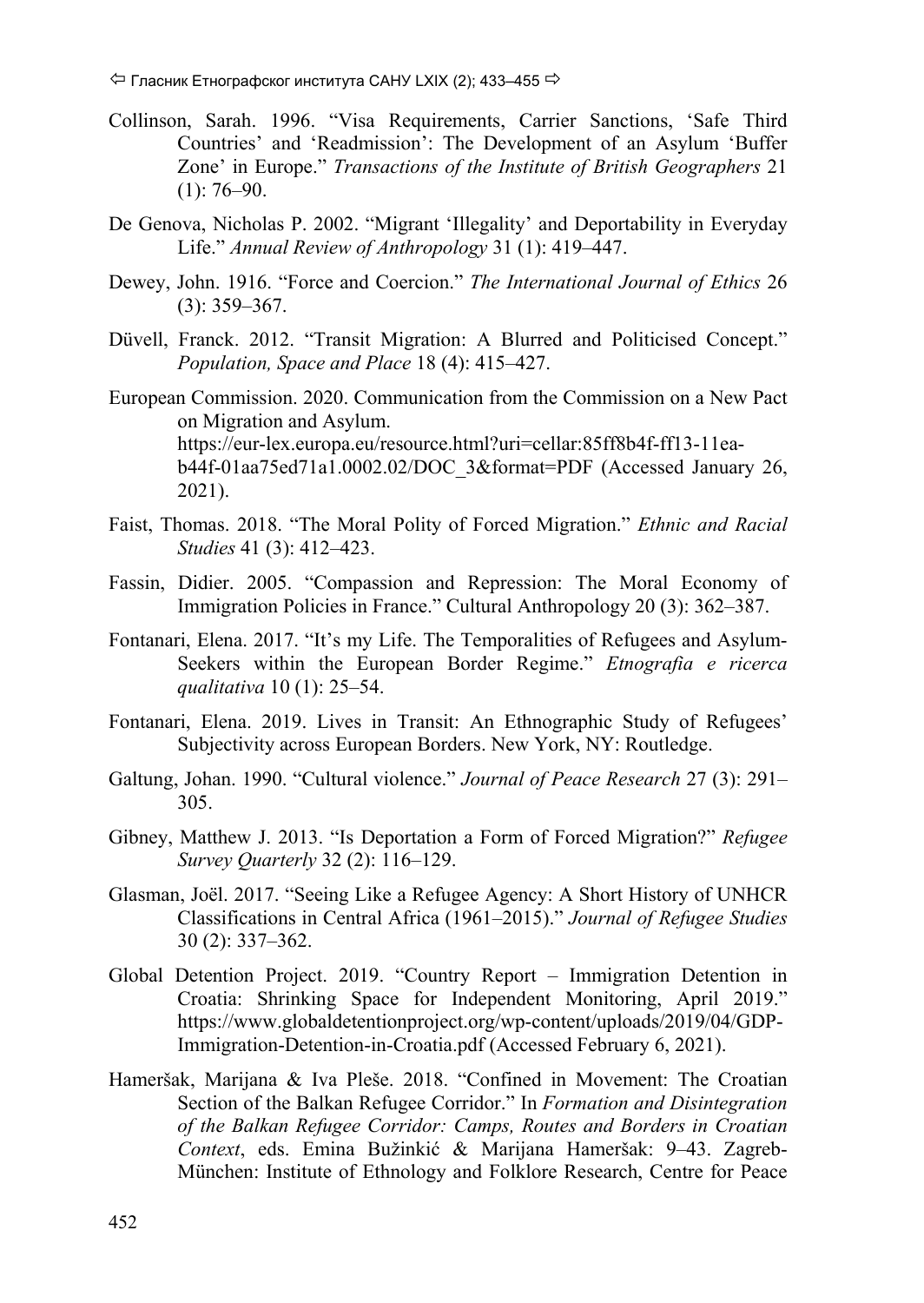Collinson, Sarah. 1996. "Visa Requirements, Carrier Sanctions, 'Safe Third Countries' and 'Readmission': The Development of an Asylum 'Buffer Zone' in Europe." *Transactions of the Institute of British Geographers* 21 (1): 76–90.

De Genova, Nicholas P. 2002. "Migrant 'Illegality' and Deportability in Everyday Life." *Annual Review of Anthropology* 31 (1): 419–447.

Dewey, John. 1916. "Force and Coercion." *The International Journal of Ethics* 26 (3): 359–367.

Düvell, Franck. 2012. "Transit Migration: A Blurred and Politicised Concept." *Population, Space and Place* 18 (4): 415–427.

European Commission. 2020. Communication from the Commission on a New Pact on Migration and Asylum. https://eur-lex.europa.eu/resource.html?uri=cellar:85ff8b4f-ff13-11ea-b44f-01aa75ed71a1.0002.02/DOC_3&format=PDF (Accessed January 26, 2021).

Faist, Thomas. 2018. "The Moral Polity of Forced Migration." *Ethnic and Racial Studies* 41 (3): 412–423.

Fassin, Didier. 2005. "Compassion and Repression: The Moral Economy of Immigration Policies in France." Cultural Anthropology 20 (3): 362–387.

Fontanari, Elena. 2017. "It's my Life. The Temporalities of Refugees and Asylum-Seekers within the European Border Regime." *Etnografia e ricerca qualitativa* 10 (1): 25–54.

Fontanari, Elena. 2019. Lives in Transit: An Ethnographic Study of Refugees' Subjectivity across European Borders. New York, NY: Routledge.

Galtung, Johan. 1990. "Cultural violence." *Journal of Peace Research* 27 (3): 291–305.

Gibney, Matthew J. 2013. "Is Deportation a Form of Forced Migration?" *Refugee Survey Quarterly* 32 (2): 116–129.

Glasman, Joël. 2017. "Seeing Like a Refugee Agency: A Short History of UNHCR Classifications in Central Africa (1961–2015)." *Journal of Refugee Studies* 30 (2): 337–362.

Global Detention Project. 2019. "Country Report – Immigration Detention in Croatia: Shrinking Space for Independent Monitoring, April 2019." https://www.globaldetentionproject.org/wp-content/uploads/2019/04/GDP-Immigration-Detention-in-Croatia.pdf (Accessed February 6, 2021).

Hameršak, Marijana & Iva Pleše. 2018. "Confined in Movement: The Croatian Section of the Balkan Refugee Corridor." In *Formation and Disintegration of the Balkan Refugee Corridor: Camps, Routes and Borders in Croatian Context*, eds. Emina Bužinkić & Marijana Hameršak: 9–43. Zagreb-München: Institute of Ethnology and Folklore Research, Centre for Peace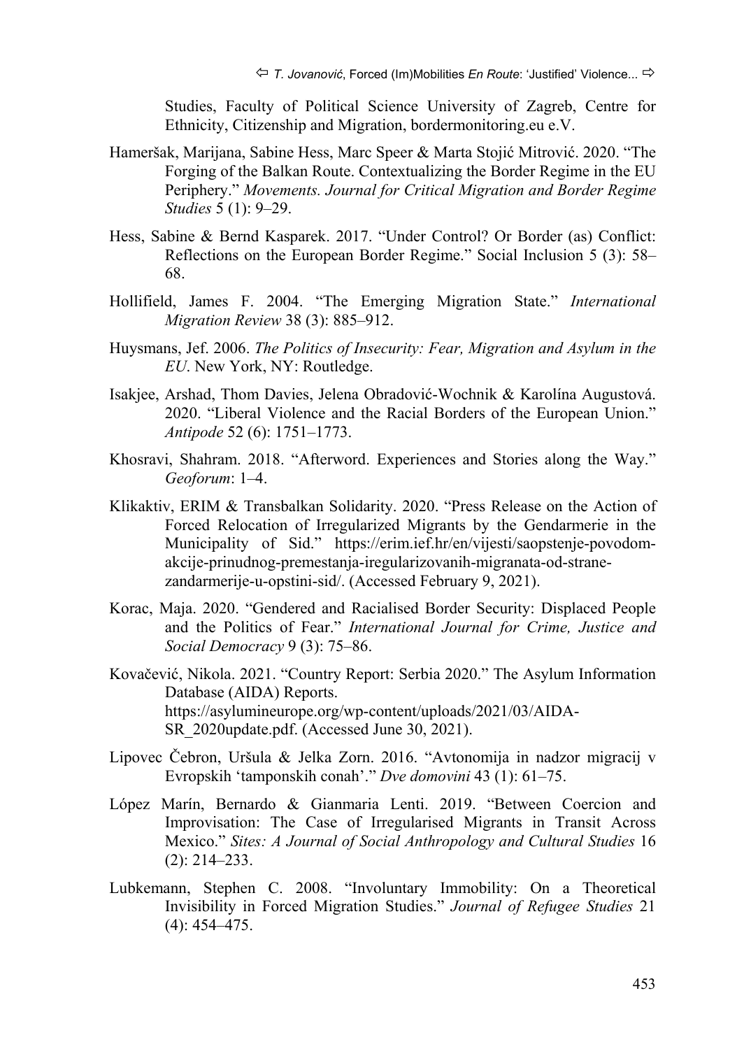Studies, Faculty of Political Science University of Zagreb, Centre for Ethnicity, Citizenship and Migration, bordermonitoring.eu e.V.

Hameršak, Marijana, Sabine Hess, Marc Speer & Marta Stojić Mitrović. 2020. "The Forging of the Balkan Route. Contextualizing the Border Regime in the EU Periphery." *Movements. Journal for Critical Migration and Border Regime Studies* 5 (1): 9–29.

Hess, Sabine & Bernd Kasparek. 2017. "Under Control? Or Border (as) Conflict: Reflections on the European Border Regime." Social Inclusion 5 (3): 58–68.

Hollifield, James F. 2004. "The Emerging Migration State." *International Migration Review* 38 (3): 885–912.

Huysmans, Jef. 2006. *The Politics of Insecurity: Fear, Migration and Asylum in the EU*. New York, NY: Routledge.

Isakjee, Arshad, Thom Davies, Jelena Obradović-Wochnik & Karolína Augustová. 2020. "Liberal Violence and the Racial Borders of the European Union." *Antipode* 52 (6): 1751–1773.

Khosravi, Shahram. 2018. "Afterword. Experiences and Stories along the Way." *Geoforum*: 1–4.

Klikaktiv, ERIM & Transbalkan Solidarity. 2020. "Press Release on the Action of Forced Relocation of Irregularized Migrants by the Gendarmerie in the Municipality of Sid." https://erim.ief.hr/en/vijesti/saopstenje-povodom-akcije-prinudnog-premestanja-iregularizovanih-migranata-od-strane-zandarmerije-u-opstini-sid/. (Accessed February 9, 2021).

Korac, Maja. 2020. "Gendered and Racialised Border Security: Displaced People and the Politics of Fear." *International Journal for Crime, Justice and Social Democracy* 9 (3): 75–86.

Kovačević, Nikola. 2021. "Country Report: Serbia 2020." The Asylum Information Database (AIDA) Reports. https://asylumineurope.org/wp-content/uploads/2021/03/AIDA-SR_2020update.pdf. (Accessed June 30, 2021).

Lipovec Čebron, Uršula & Jelka Zorn. 2016. "Avtonomija in nadzor migracij v Evropskih 'tamponskih conah'." *Dve domovini* 43 (1): 61–75.

López Marín, Bernardo & Gianmaria Lenti. 2019. "Between Coercion and Improvisation: The Case of Irregularised Migrants in Transit Across Mexico." *Sites: A Journal of Social Anthropology and Cultural Studies* 16 (2): 214–233.

Lubkemann, Stephen C. 2008. "Involuntary Immobility: On a Theoretical Invisibility in Forced Migration Studies." *Journal of Refugee Studies* 21 (4): 454–475.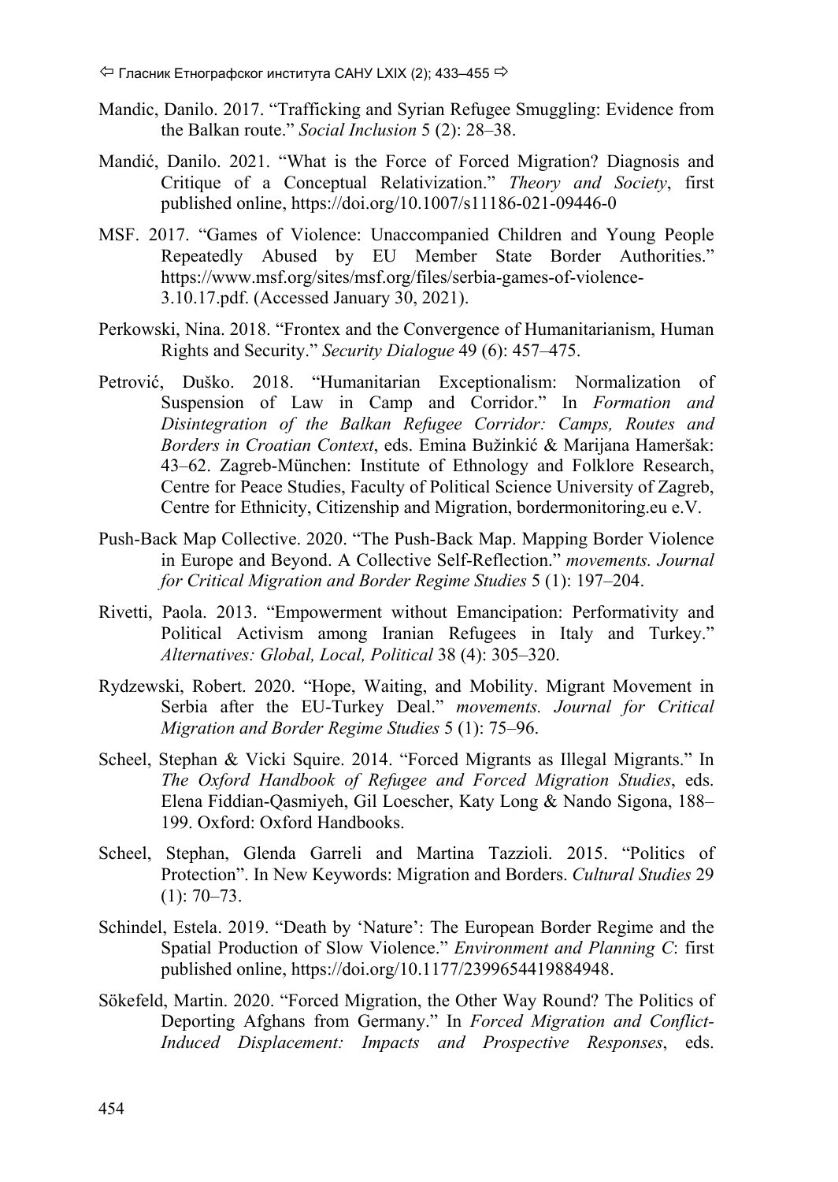Mandic, Danilo. 2017. "Trafficking and Syrian Refugee Smuggling: Evidence from the Balkan route." *Social Inclusion* 5 (2): 28–38.

Mandić, Danilo. 2021. "What is the Force of Forced Migration? Diagnosis and Critique of a Conceptual Relativization." *Theory and Society*, first published online, https://doi.org/10.1007/s11186-021-09446-0

MSF. 2017. "Games of Violence: Unaccompanied Children and Young People Repeatedly Abused by EU Member State Border Authorities." https://www.msf.org/sites/msf.org/files/serbia-games-of-violence-3.10.17.pdf. (Accessed January 30, 2021).

Perkowski, Nina. 2018. "Frontex and the Convergence of Humanitarianism, Human Rights and Security." *Security Dialogue* 49 (6): 457–475.

Petrović, Duško. 2018. "Humanitarian Exceptionalism: Normalization of Suspension of Law in Camp and Corridor." In *Formation and Disintegration of the Balkan Refugee Corridor: Camps, Routes and Borders in Croatian Context*, eds. Emina Bužinkić & Marijana Hameršak: 43–62. Zagreb-München: Institute of Ethnology and Folklore Research, Centre for Peace Studies, Faculty of Political Science University of Zagreb, Centre for Ethnicity, Citizenship and Migration, bordermonitoring.eu e.V.

Push-Back Map Collective. 2020. "The Push-Back Map. Mapping Border Violence in Europe and Beyond. A Collective Self-Reflection." *movements. Journal for Critical Migration and Border Regime Studies* 5 (1): 197–204.

Rivetti, Paola. 2013. "Empowerment without Emancipation: Performativity and Political Activism among Iranian Refugees in Italy and Turkey." *Alternatives: Global, Local, Political* 38 (4): 305–320.

Rydzewski, Robert. 2020. "Hope, Waiting, and Mobility. Migrant Movement in Serbia after the EU-Turkey Deal." *movements. Journal for Critical Migration and Border Regime Studies* 5 (1): 75–96.

Scheel, Stephan & Vicki Squire. 2014. "Forced Migrants as Illegal Migrants." In *The Oxford Handbook of Refugee and Forced Migration Studies*, eds. Elena Fiddian-Qasmiyeh, Gil Loescher, Katy Long & Nando Sigona, 188–199. Oxford: Oxford Handbooks.

Scheel, Stephan, Glenda Garreli and Martina Tazzioli. 2015. "Politics of Protection". In New Keywords: Migration and Borders. *Cultural Studies* 29 (1): 70–73.

Schindel, Estela. 2019. "Death by 'Nature': The European Border Regime and the Spatial Production of Slow Violence." *Environment and Planning C*: first published online, https://doi.org/10.1177/2399654419884948.

Sökefeld, Martin. 2020. "Forced Migration, the Other Way Round? The Politics of Deporting Afghans from Germany." In *Forced Migration and Conflict-Induced Displacement: Impacts and Prospective Responses*, eds.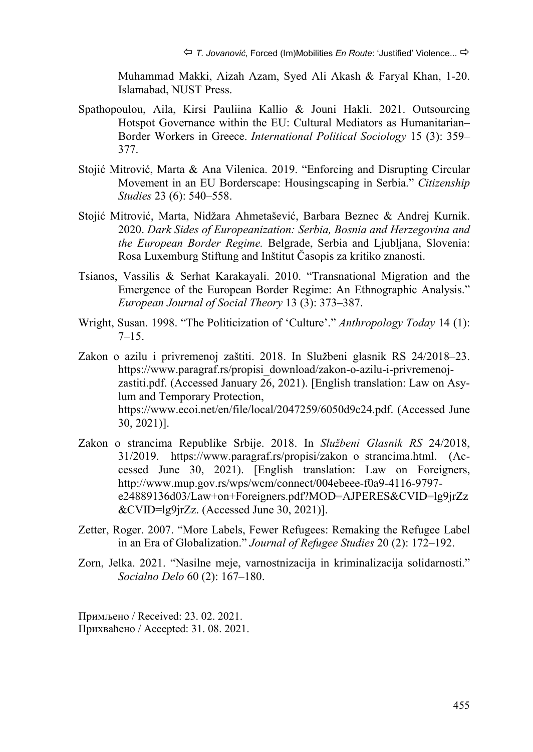Muhammad Makki, Aizah Azam, Syed Ali Akash & Faryal Khan, 1-20. Islamabad, NUST Press.

Spathopoulou, Aila, Kirsi Pauliina Kallio & Jouni Hakli. 2021. Outsourcing Hotspot Governance within the EU: Cultural Mediators as Humanitarian–Border Workers in Greece. *International Political Sociology* 15 (3): 359–377.

Stojić Mitrović, Marta & Ana Vilenica. 2019. "Enforcing and Disrupting Circular Movement in an EU Borderscape: Housingscaping in Serbia." *Citizenship Studies* 23 (6): 540–558.

Stojić Mitrović, Marta, Nidžara Ahmetašević, Barbara Beznec & Andrej Kurnik. 2020. *Dark Sides of Europeanization: Serbia, Bosnia and Herzegovina and the European Border Regime.* Belgrade, Serbia and Ljubljana, Slovenia: Rosa Luxemburg Stiftung and Inštitut Časopis za kritiko znanosti.

Tsianos, Vassilis & Serhat Karakayali. 2010. "Transnational Migration and the Emergence of the European Border Regime: An Ethnographic Analysis." *European Journal of Social Theory* 13 (3): 373–387.

Wright, Susan. 1998. "The Politicization of 'Culture'." *Anthropology Today* 14 (1): 7–15.

Zakon o azilu i privremenoj zaštiti. 2018. In Službeni glasnik RS 24/2018–23. https://www.paragraf.rs/propisi_download/zakon-o-azilu-i-privremenoj-zastiti.pdf. (Accessed January 26, 2021). [English translation: Law on Asylum and Temporary Protection, https://www.ecoi.net/en/file/local/2047259/6050d9c24.pdf. (Accessed June 30, 2021)].

Zakon o strancima Republike Srbije. 2018. In *Službeni Glasnik RS* 24/2018, 31/2019. https://www.paragraf.rs/propisi/zakon_o_strancima.html. (Accessed June 30, 2021). [English translation: Law on Foreigners, http://www.mup.gov.rs/wps/wcm/connect/004ebeee-f0a9-4116-9797-e24889136d03/Law+on+Foreigners.pdf?MOD=AJPERES&CVID=lg9jrZz&CVID=lg9jrZz. (Accessed June 30, 2021)].

Zetter, Roger. 2007. "More Labels, Fewer Refugees: Remaking the Refugee Label in an Era of Globalization." *Journal of Refugee Studies* 20 (2): 172–192.

Zorn, Jelka. 2021. "Nasilne meje, varnostnizacija in kriminalizacija solidarnosti." *Socialno Delo* 60 (2): 167–180.

Примљено / Received: 23. 02. 2021.
Прихваћено / Accepted: 31. 08. 2021.